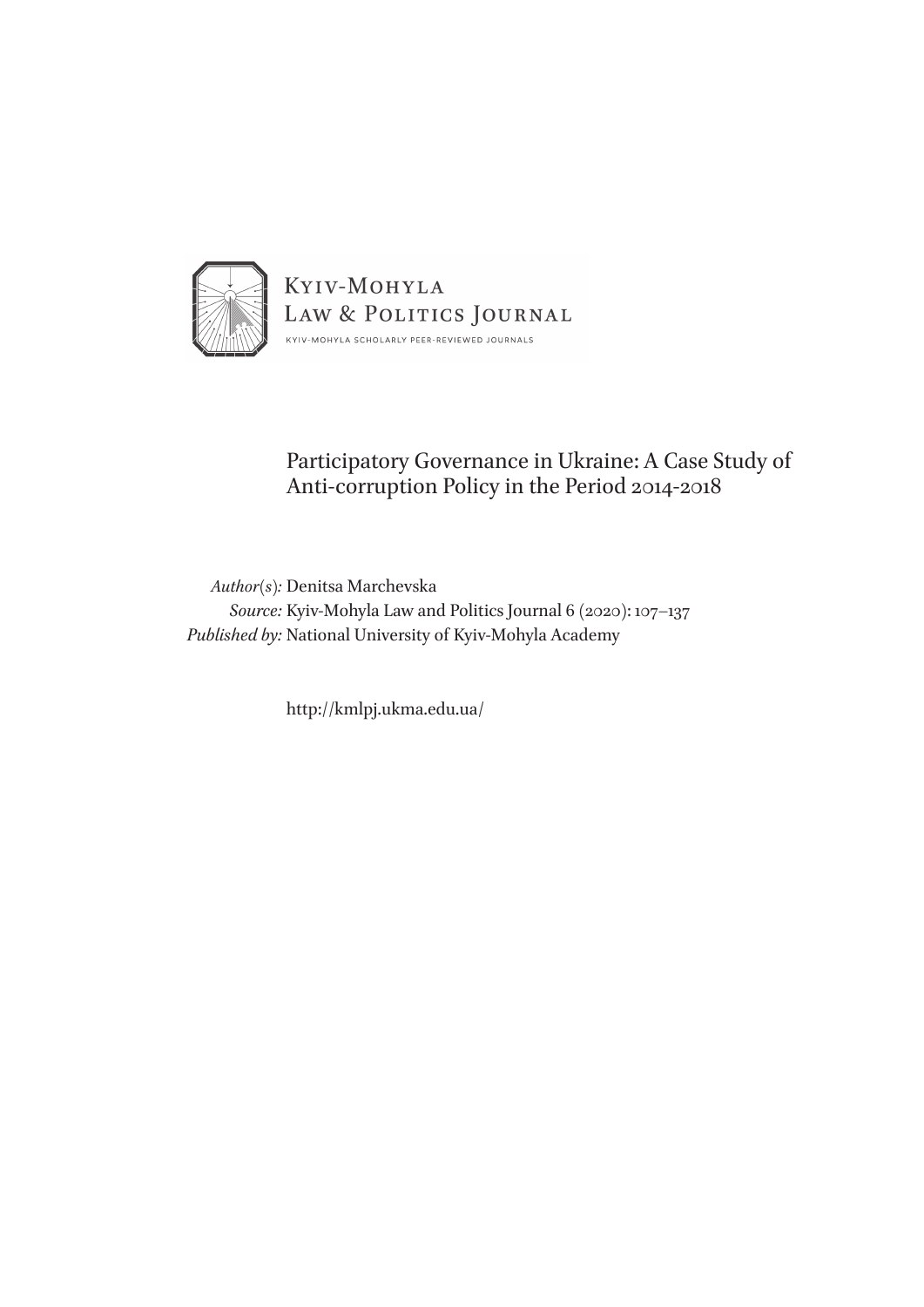Kyiv-Mohyla Law & Politics Journal

KYIV-MOHYLA SCHOLARLY PEER-REVIEWED JOURNALS

# Participatory Governance in Ukraine: A Case Study of Anti-corruption Policy in the Period 2014-2018

*Author(s):* Denitsa Marchevska
*Source:* Kyiv-Mohyla Law and Politics Journal 6 (2020): 107–137
*Published by:* National University of Kyiv-Mohyla Academy

http://kmlpj.ukma.edu.ua/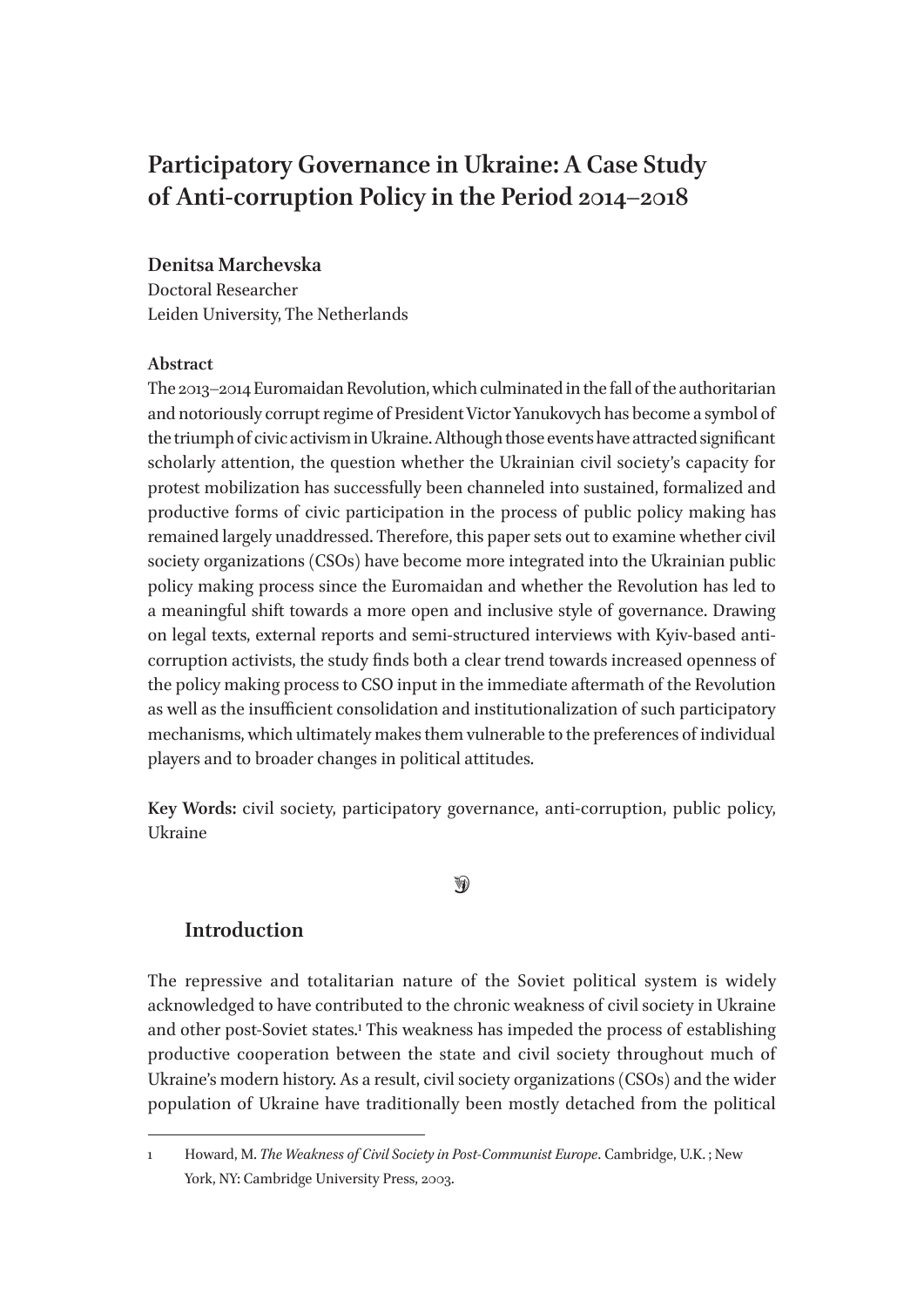# Participatory Governance in Ukraine: A Case Study of Anti-corruption Policy in the Period 2014–2018

**Denitsa Marchevska**
Doctoral Researcher
Leiden University, The Netherlands

**Abstract**

The 2013–2014 Euromaidan Revolution, which culminated in the fall of the authoritarian and notoriously corrupt regime of President Victor Yanukovych has become a symbol of the triumph of civic activism in Ukraine. Although those events have attracted significant scholarly attention, the question whether the Ukrainian civil society's capacity for protest mobilization has successfully been channeled into sustained, formalized and productive forms of civic participation in the process of public policy making has remained largely unaddressed. Therefore, this paper sets out to examine whether civil society organizations (CSOs) have become more integrated into the Ukrainian public policy making process since the Euromaidan and whether the Revolution has led to a meaningful shift towards a more open and inclusive style of governance. Drawing on legal texts, external reports and semi-structured interviews with Kyiv-based anti-corruption activists, the study finds both a clear trend towards increased openness of the policy making process to CSO input in the immediate aftermath of the Revolution as well as the insufficient consolidation and institutionalization of such participatory mechanisms, which ultimately makes them vulnerable to the preferences of individual players and to broader changes in political attitudes.

**Key Words:** civil society, participatory governance, anti-corruption, public policy, Ukraine

## Introduction

The repressive and totalitarian nature of the Soviet political system is widely acknowledged to have contributed to the chronic weakness of civil society in Ukraine and other post-Soviet states.[1] This weakness has impeded the process of establishing productive cooperation between the state and civil society throughout much of Ukraine's modern history. As a result, civil society organizations (CSOs) and the wider population of Ukraine have traditionally been mostly detached from the political

---

1 Howard, M. *The Weakness of Civil Society in Post-Communist Europe*. Cambridge, U.K. ; New York, NY: Cambridge University Press, 2003.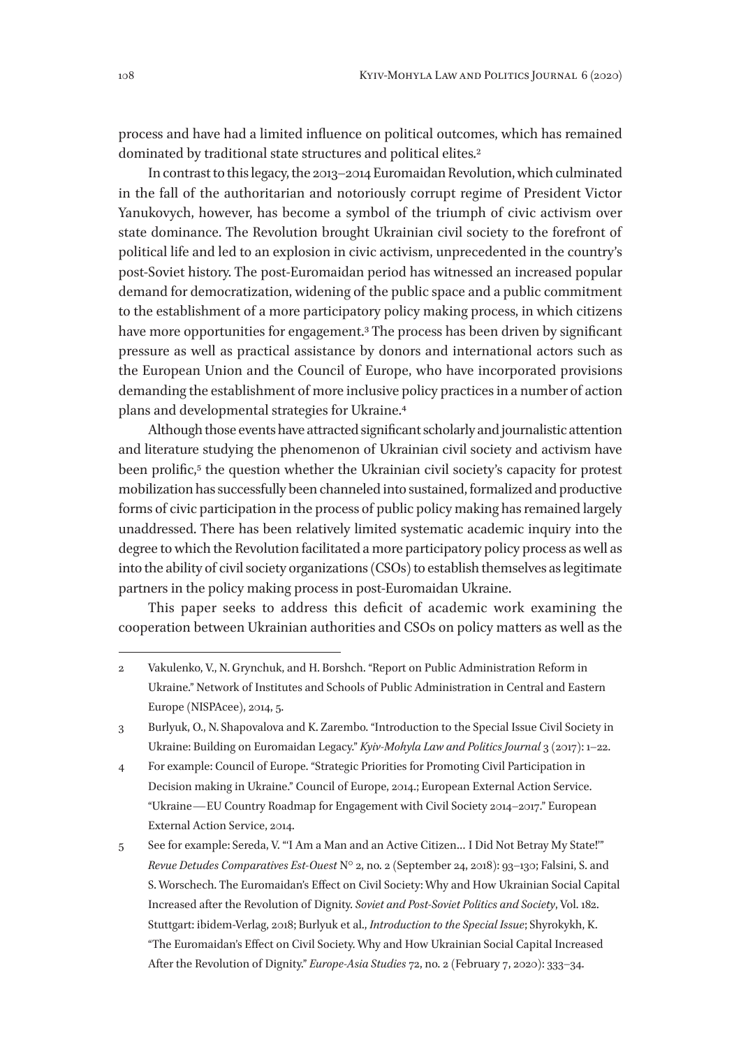process and have had a limited influence on political outcomes, which has remained dominated by traditional state structures and political elites.[2]

In contrast to this legacy, the 2013–2014 Euromaidan Revolution, which culminated in the fall of the authoritarian and notoriously corrupt regime of President Victor Yanukovych, however, has become a symbol of the triumph of civic activism over state dominance. The Revolution brought Ukrainian civil society to the forefront of political life and led to an explosion in civic activism, unprecedented in the country's post-Soviet history. The post-Euromaidan period has witnessed an increased popular demand for democratization, widening of the public space and a public commitment to the establishment of a more participatory policy making process, in which citizens have more opportunities for engagement.[3] The process has been driven by significant pressure as well as practical assistance by donors and international actors such as the European Union and the Council of Europe, who have incorporated provisions demanding the establishment of more inclusive policy practices in a number of action plans and developmental strategies for Ukraine.[4]

Although those events have attracted significant scholarly and journalistic attention and literature studying the phenomenon of Ukrainian civil society and activism have been prolific,[5] the question whether the Ukrainian civil society's capacity for protest mobilization has successfully been channeled into sustained, formalized and productive forms of civic participation in the process of public policy making has remained largely unaddressed. There has been relatively limited systematic academic inquiry into the degree to which the Revolution facilitated a more participatory policy process as well as into the ability of civil society organizations (CSOs) to establish themselves as legitimate partners in the policy making process in post-Euromaidan Ukraine.

This paper seeks to address this deficit of academic work examining the cooperation between Ukrainian authorities and CSOs on policy matters as well as the

---

2 Vakulenko, V., N. Grynchuk, and H. Borshch. "Report on Public Administration Reform in Ukraine." Network of Institutes and Schools of Public Administration in Central and Eastern Europe (NISPAcee), 2014, 5.

3 Burlyuk, O., N. Shapovalova and K. Zarembo. "Introduction to the Special Issue Civil Society in Ukraine: Building on Euromaidan Legacy." *Kyiv-Mohyla Law and Politics Journal* 3 (2017): 1–22.

4 For example: Council of Europe. "Strategic Priorities for Promoting Civil Participation in Decision making in Ukraine." Council of Europe, 2014.; European External Action Service. "Ukraine—EU Country Roadmap for Engagement with Civil Society 2014–2017." European External Action Service, 2014.

5 See for example: Sereda, V. "'I Am a Man and an Active Citizen… I Did Not Betray My State!'" *Revue Detudes Comparatives Est-Ouest* N° 2, no. 2 (September 24, 2018): 93–130; Falsini, S. and S. Worschech. The Euromaidan's Effect on Civil Society: Why and How Ukrainian Social Capital Increased after the Revolution of Dignity. *Soviet and Post-Soviet Politics and Society*, Vol. 182. Stuttgart: ibidem-Verlag, 2018; Burlyuk et al., *Introduction to the Special Issue*; Shyrokykh, K. "The Euromaidan's Effect on Civil Society. Why and How Ukrainian Social Capital Increased After the Revolution of Dignity." *Europe-Asia Studies* 72, no. 2 (February 7, 2020): 333–34.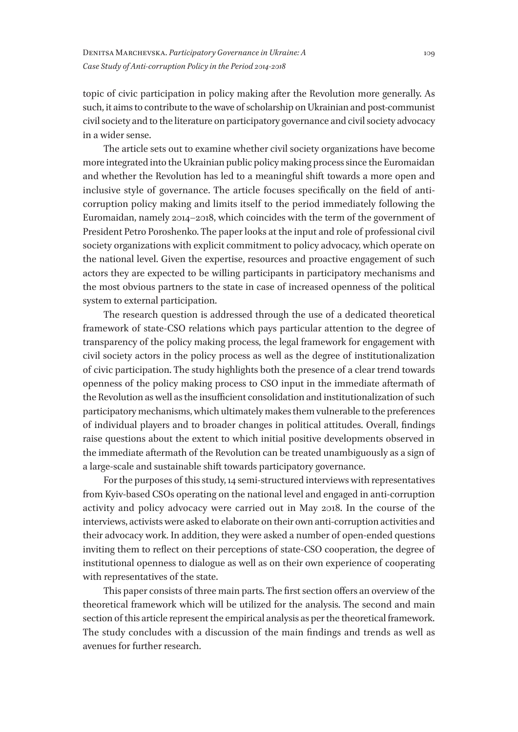topic of civic participation in policy making after the Revolution more generally. As such, it aims to contribute to the wave of scholarship on Ukrainian and post-communist civil society and to the literature on participatory governance and civil society advocacy in a wider sense.

The article sets out to examine whether civil society organizations have become more integrated into the Ukrainian public policy making process since the Euromaidan and whether the Revolution has led to a meaningful shift towards a more open and inclusive style of governance. The article focuses specifically on the field of anti-corruption policy making and limits itself to the period immediately following the Euromaidan, namely 2014–2018, which coincides with the term of the government of President Petro Poroshenko. The paper looks at the input and role of professional civil society organizations with explicit commitment to policy advocacy, which operate on the national level. Given the expertise, resources and proactive engagement of such actors they are expected to be willing participants in participatory mechanisms and the most obvious partners to the state in case of increased openness of the political system to external participation.

The research question is addressed through the use of a dedicated theoretical framework of state-CSO relations which pays particular attention to the degree of transparency of the policy making process, the legal framework for engagement with civil society actors in the policy process as well as the degree of institutionalization of civic participation. The study highlights both the presence of a clear trend towards openness of the policy making process to CSO input in the immediate aftermath of the Revolution as well as the insufficient consolidation and institutionalization of such participatory mechanisms, which ultimately makes them vulnerable to the preferences of individual players and to broader changes in political attitudes. Overall, findings raise questions about the extent to which initial positive developments observed in the immediate aftermath of the Revolution can be treated unambiguously as a sign of a large-scale and sustainable shift towards participatory governance.

For the purposes of this study, 14 semi-structured interviews with representatives from Kyiv-based CSOs operating on the national level and engaged in anti-corruption activity and policy advocacy were carried out in May 2018. In the course of the interviews, activists were asked to elaborate on their own anti-corruption activities and their advocacy work. In addition, they were asked a number of open-ended questions inviting them to reflect on their perceptions of state-CSO cooperation, the degree of institutional openness to dialogue as well as on their own experience of cooperating with representatives of the state.

This paper consists of three main parts. The first section offers an overview of the theoretical framework which will be utilized for the analysis. The second and main section of this article represent the empirical analysis as per the theoretical framework. The study concludes with a discussion of the main findings and trends as well as avenues for further research.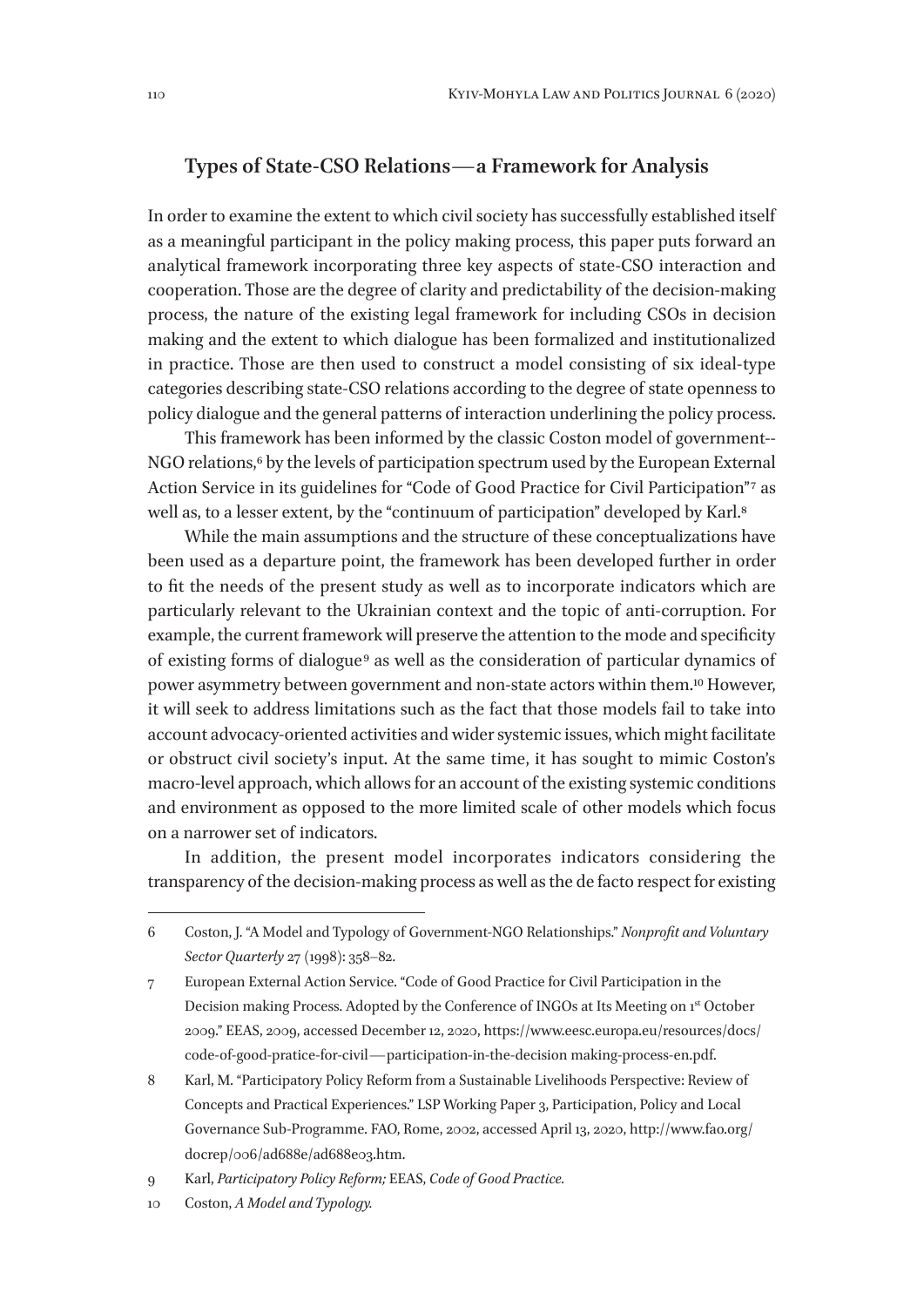## Types of State-CSO Relations—a Framework for Analysis

In order to examine the extent to which civil society has successfully established itself as a meaningful participant in the policy making process, this paper puts forward an analytical framework incorporating three key aspects of state-CSO interaction and cooperation. Those are the degree of clarity and predictability of the decision-making process, the nature of the existing legal framework for including CSOs in decision making and the extent to which dialogue has been formalized and institutionalized in practice. Those are then used to construct a model consisting of six ideal-type categories describing state-CSO relations according to the degree of state openness to policy dialogue and the general patterns of interaction underlining the policy process.

This framework has been informed by the classic Coston model of government-- NGO relations,[6] by the levels of participation spectrum used by the European External Action Service in its guidelines for "Code of Good Practice for Civil Participation"[7] as well as, to a lesser extent, by the "continuum of participation" developed by Karl.[8]

While the main assumptions and the structure of these conceptualizations have been used as a departure point, the framework has been developed further in order to fit the needs of the present study as well as to incorporate indicators which are particularly relevant to the Ukrainian context and the topic of anti-corruption. For example, the current framework will preserve the attention to the mode and specificity of existing forms of dialogue[9] as well as the consideration of particular dynamics of power asymmetry between government and non-state actors within them.[10] However, it will seek to address limitations such as the fact that those models fail to take into account advocacy-oriented activities and wider systemic issues, which might facilitate or obstruct civil society's input. At the same time, it has sought to mimic Coston's macro-level approach, which allows for an account of the existing systemic conditions and environment as opposed to the more limited scale of other models which focus on a narrower set of indicators.

In addition, the present model incorporates indicators considering the transparency of the decision-making process as well as the de facto respect for existing

---

6 Coston, J. "A Model and Typology of Government-NGO Relationships." *Nonprofit and Voluntary Sector Quarterly* 27 (1998): 358–82.

7 European External Action Service. "Code of Good Practice for Civil Participation in the Decision making Process. Adopted by the Conference of INGOs at Its Meeting on 1st October 2009." EEAS, 2009, accessed December 12, 2020, https://www.eesc.europa.eu/resources/docs/code-of-good-pratice-for-civil—participation-in-the-decision making-process-en.pdf.

8 Karl, M. "Participatory Policy Reform from a Sustainable Livelihoods Perspective: Review of Concepts and Practical Experiences." LSP Working Paper 3, Participation, Policy and Local Governance Sub-Programme. FAO, Rome, 2002, accessed April 13, 2020, http://www.fao.org/docrep/006/ad688e/ad688e03.htm.

9 Karl, *Participatory Policy Reform;* EEAS, *Code of Good Practice.*

10 Coston, *A Model and Typology.*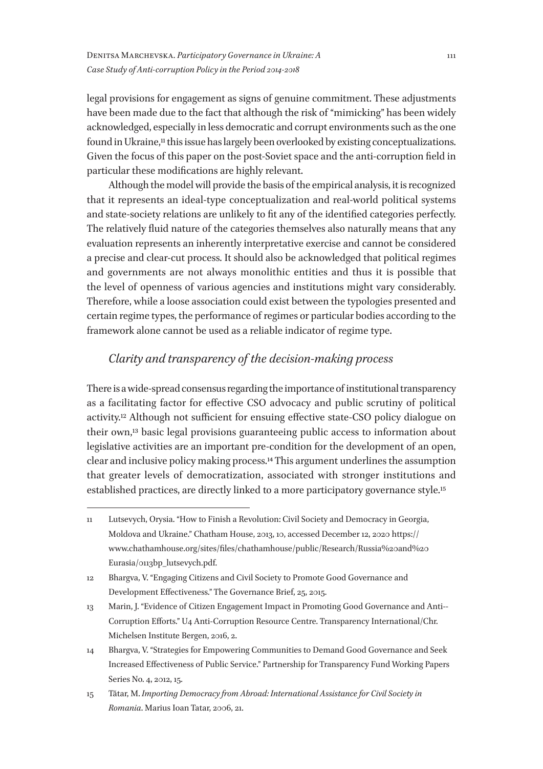legal provisions for engagement as signs of genuine commitment. These adjustments have been made due to the fact that although the risk of "mimicking" has been widely acknowledged, especially in less democratic and corrupt environments such as the one found in Ukraine,[11] this issue has largely been overlooked by existing conceptualizations. Given the focus of this paper on the post-Soviet space and the anti-corruption field in particular these modifications are highly relevant.

Although the model will provide the basis of the empirical analysis, it is recognized that it represents an ideal-type conceptualization and real-world political systems and state-society relations are unlikely to fit any of the identified categories perfectly. The relatively fluid nature of the categories themselves also naturally means that any evaluation represents an inherently interpretative exercise and cannot be considered a precise and clear-cut process. It should also be acknowledged that political regimes and governments are not always monolithic entities and thus it is possible that the level of openness of various agencies and institutions might vary considerably. Therefore, while a loose association could exist between the typologies presented and certain regime types, the performance of regimes or particular bodies according to the framework alone cannot be used as a reliable indicator of regime type.

### *Clarity and transparency of the decision-making process*

There is a wide-spread consensus regarding the importance of institutional transparency as a facilitating factor for effective CSO advocacy and public scrutiny of political activity.[12] Although not sufficient for ensuing effective state-CSO policy dialogue on their own,[13] basic legal provisions guaranteeing public access to information about legislative activities are an important pre-condition for the development of an open, clear and inclusive policy making process.[14] This argument underlines the assumption that greater levels of democratization, associated with stronger institutions and established practices, are directly linked to a more participatory governance style.[15]

---

11 Lutsevych, Orysia. "How to Finish a Revolution: Civil Society and Democracy in Georgia, Moldova and Ukraine." Chatham House, 2013, 10, accessed December 12, 2020 https://www.chathamhouse.org/sites/files/chathamhouse/public/Research/Russia%20and%20Eurasia/0113bp_lutsevych.pdf.

12 Bhargva, V. "Engaging Citizens and Civil Society to Promote Good Governance and Development Effectiveness." The Governance Brief, 25, 2015.

13 Marin, J. "Evidence of Citizen Engagement Impact in Promoting Good Governance and Anti-Corruption Efforts." U4 Anti-Corruption Resource Centre. Transparency International/Chr. Michelsen Institute Bergen, 2016, 2.

14 Bhargva, V. "Strategies for Empowering Communities to Demand Good Governance and Seek Increased Effectiveness of Public Service." Partnership for Transparency Fund Working Papers Series No. 4, 2012, 15.

15 Tătar, M. *Importing Democracy from Abroad: International Assistance for Civil Society in Romania*. Marius Ioan Tatar, 2006, 21.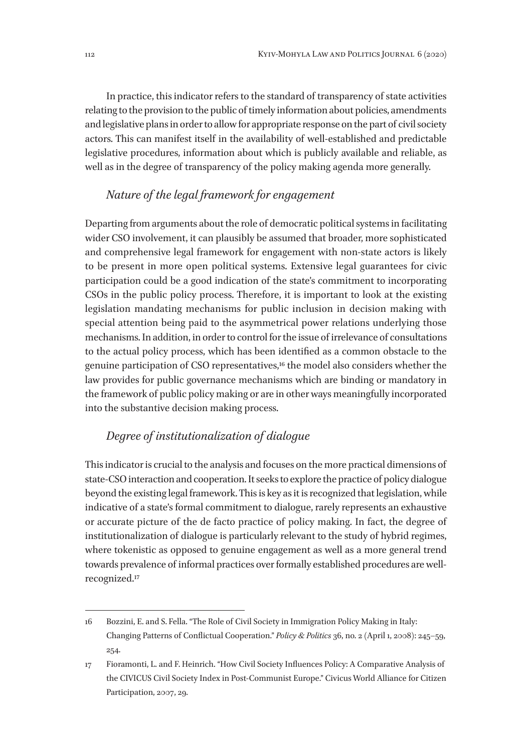In practice, this indicator refers to the standard of transparency of state activities relating to the provision to the public of timely information about policies, amendments and legislative plans in order to allow for appropriate response on the part of civil society actors. This can manifest itself in the availability of well-established and predictable legislative procedures, information about which is publicly available and reliable, as well as in the degree of transparency of the policy making agenda more generally.

### *Nature of the legal framework for engagement*

Departing from arguments about the role of democratic political systems in facilitating wider CSO involvement, it can plausibly be assumed that broader, more sophisticated and comprehensive legal framework for engagement with non-state actors is likely to be present in more open political systems. Extensive legal guarantees for civic participation could be a good indication of the state's commitment to incorporating CSOs in the public policy process. Therefore, it is important to look at the existing legislation mandating mechanisms for public inclusion in decision making with special attention being paid to the asymmetrical power relations underlying those mechanisms. In addition, in order to control for the issue of irrelevance of consultations to the actual policy process, which has been identified as a common obstacle to the genuine participation of CSO representatives,[16] the model also considers whether the law provides for public governance mechanisms which are binding or mandatory in the framework of public policy making or are in other ways meaningfully incorporated into the substantive decision making process.

### *Degree of institutionalization of dialogue*

This indicator is crucial to the analysis and focuses on the more practical dimensions of state-CSO interaction and cooperation. It seeks to explore the practice of policy dialogue beyond the existing legal framework. This is key as it is recognized that legislation, while indicative of a state's formal commitment to dialogue, rarely represents an exhaustive or accurate picture of the de facto practice of policy making. In fact, the degree of institutionalization of dialogue is particularly relevant to the study of hybrid regimes, where tokenistic as opposed to genuine engagement as well as a more general trend towards prevalence of informal practices over formally established procedures are well-recognized.[17]

---

16 Bozzini, E. and S. Fella. "The Role of Civil Society in Immigration Policy Making in Italy: Changing Patterns of Conflictual Cooperation." *Policy & Politics* 36, no. 2 (April 1, 2008): 245–59, 254.

17 Fioramonti, L. and F. Heinrich. "How Civil Society Influences Policy: A Comparative Analysis of the CIVICUS Civil Society Index in Post-Communist Europe." Civicus World Alliance for Citizen Participation, 2007, 29.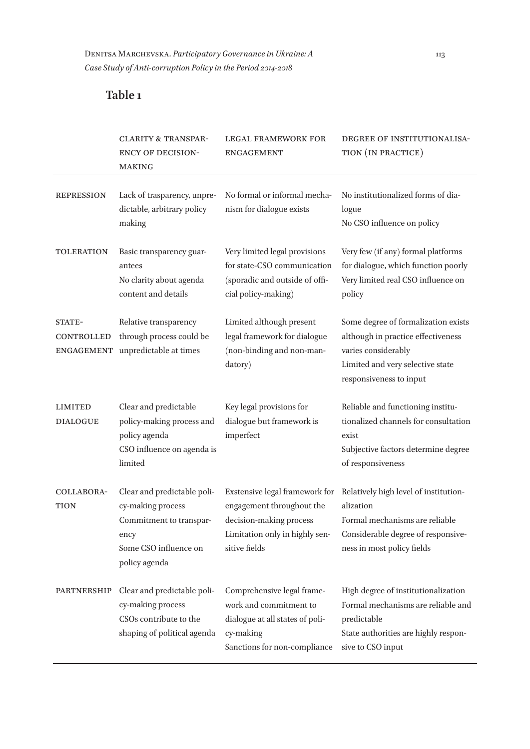## Table 1

| | CLARITY & TRANSPARENCY OF DECISION-MAKING | LEGAL FRAMEWORK FOR ENGAGEMENT | DEGREE OF INSTITUTIONALISATION (IN PRACTICE) |
|---|---|---|---|
| REPRESSION | Lack of trasparency, unpredictable, arbitrary policy making | No formal or informal mechanism for dialogue exists | No institutionalized forms of dialogue<br>No CSO influence on policy |
| TOLERATION | Basic transparency guarantees<br>No clarity about agenda content and details | Very limited legal provisions for state-CSO communication (sporadic and outside of official policy-making) | Very few (if any) formal platforms for dialogue, which function poorly<br>Very limited real CSO influence on policy |
| STATE-CONTROLLED ENGAGEMENT | Relative transparency through process could be unpredictable at times | Limited although present legal framework for dialogue (non-binding and non-mandatory) | Some degree of formalization exists although in practice effectiveness varies considerably<br>Limited and very selective state responsiveness to input |
| LIMITED DIALOGUE | Clear and predictable policy-making process and policy agenda<br>CSO influence on agenda is limited | Key legal provisions for dialogue but framework is imperfect | Reliable and functioning institutionalized channels for consultation exist<br>Subjective factors determine degree of responsiveness |
| COLLABORATION | Clear and predictable policy-making process<br>Commitment to transparency<br>Some CSO influence on policy agenda | Exstensive legal framework for engagement throughout the decision-making process<br>Limitation only in highly sensitive fields | Relatively high level of institutionalization<br>Formal mechanisms are reliable<br>Considerable degree of responsiveness in most policy fields |
| PARTNERSHIP | Clear and predictable policy-making process<br>CSOs contribute to the shaping of political agenda | Comprehensive legal framework and commitment to dialogue at all states of policy-making<br>Sanctions for non-compliance | High degree of institutionalization<br>Formal mechanisms are reliable and predictable<br>State authorities are highly responsive to CSO input |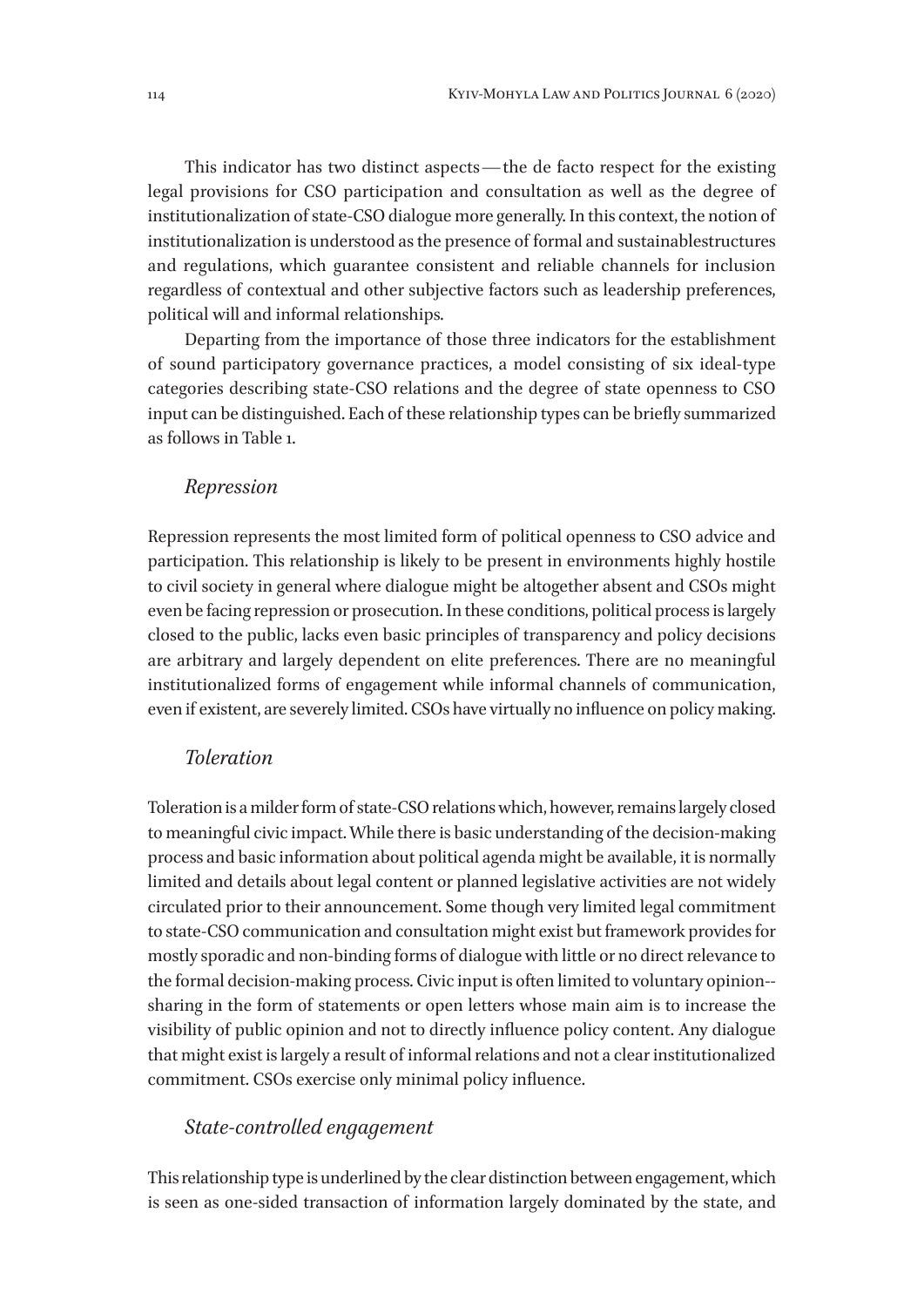This indicator has two distinct aspects — the de facto respect for the existing legal provisions for CSO participation and consultation as well as the degree of institutionalization of state-CSO dialogue more generally. In this context, the notion of institutionalization is understood as the presence of formal and sustainablestructures and regulations, which guarantee consistent and reliable channels for inclusion regardless of contextual and other subjective factors such as leadership preferences, political will and informal relationships.

Departing from the importance of those three indicators for the establishment of sound participatory governance practices, a model consisting of six ideal-type categories describing state-CSO relations and the degree of state openness to CSO input can be distinguished. Each of these relationship types can be briefly summarized as follows in Table 1.

### *Repression*

Repression represents the most limited form of political openness to CSO advice and participation. This relationship is likely to be present in environments highly hostile to civil society in general where dialogue might be altogether absent and CSOs might even be facing repression or prosecution. In these conditions, political process is largely closed to the public, lacks even basic principles of transparency and policy decisions are arbitrary and largely dependent on elite preferences. There are no meaningful institutionalized forms of engagement while informal channels of communication, even if existent, are severely limited. CSOs have virtually no influence on policy making.

### *Toleration*

Toleration is a milder form of state-CSO relations which, however, remains largely closed to meaningful civic impact. While there is basic understanding of the decision-making process and basic information about political agenda might be available, it is normally limited and details about legal content or planned legislative activities are not widely circulated prior to their announcement. Some though very limited legal commitment to state-CSO communication and consultation might exist but framework provides for mostly sporadic and non-binding forms of dialogue with little or no direct relevance to the formal decision-making process. Civic input is often limited to voluntary opinion--sharing in the form of statements or open letters whose main aim is to increase the visibility of public opinion and not to directly influence policy content. Any dialogue that might exist is largely a result of informal relations and not a clear institutionalized commitment. CSOs exercise only minimal policy influence.

### *State-controlled engagement*

This relationship type is underlined by the clear distinction between engagement, which is seen as one-sided transaction of information largely dominated by the state, and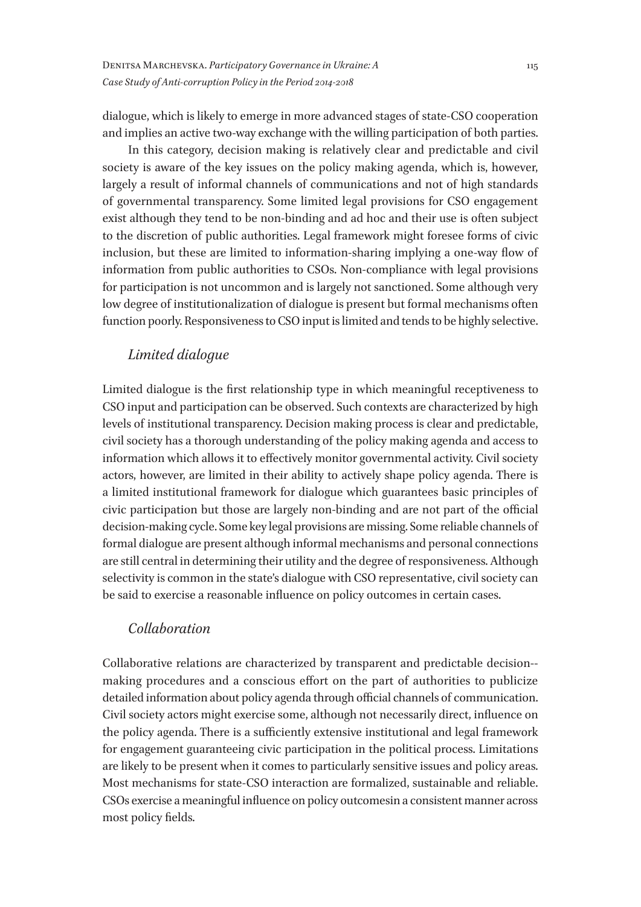dialogue, which is likely to emerge in more advanced stages of state-CSO cooperation and implies an active two-way exchange with the willing participation of both parties.

In this category, decision making is relatively clear and predictable and civil society is aware of the key issues on the policy making agenda, which is, however, largely a result of informal channels of communications and not of high standards of governmental transparency. Some limited legal provisions for CSO engagement exist although they tend to be non-binding and ad hoc and their use is often subject to the discretion of public authorities. Legal framework might foresee forms of civic inclusion, but these are limited to information-sharing implying a one-way flow of information from public authorities to CSOs. Non-compliance with legal provisions for participation is not uncommon and is largely not sanctioned. Some although very low degree of institutionalization of dialogue is present but formal mechanisms often function poorly. Responsiveness to CSO input is limited and tends to be highly selective.

### *Limited dialogue*

Limited dialogue is the first relationship type in which meaningful receptiveness to CSO input and participation can be observed. Such contexts are characterized by high levels of institutional transparency. Decision making process is clear and predictable, civil society has a thorough understanding of the policy making agenda and access to information which allows it to effectively monitor governmental activity. Civil society actors, however, are limited in their ability to actively shape policy agenda. There is a limited institutional framework for dialogue which guarantees basic principles of civic participation but those are largely non-binding and are not part of the official decision-making cycle. Some key legal provisions are missing. Some reliable channels of formal dialogue are present although informal mechanisms and personal connections are still central in determining their utility and the degree of responsiveness. Although selectivity is common in the state's dialogue with CSO representative, civil society can be said to exercise a reasonable influence on policy outcomes in certain cases.

### *Collaboration*

Collaborative relations are characterized by transparent and predictable decision--making procedures and a conscious effort on the part of authorities to publicize detailed information about policy agenda through official channels of communication. Civil society actors might exercise some, although not necessarily direct, influence on the policy agenda. There is a sufficiently extensive institutional and legal framework for engagement guaranteeing civic participation in the political process. Limitations are likely to be present when it comes to particularly sensitive issues and policy areas. Most mechanisms for state-CSO interaction are formalized, sustainable and reliable. CSOs exercise a meaningful influence on policy outcomesin a consistent manner across most policy fields.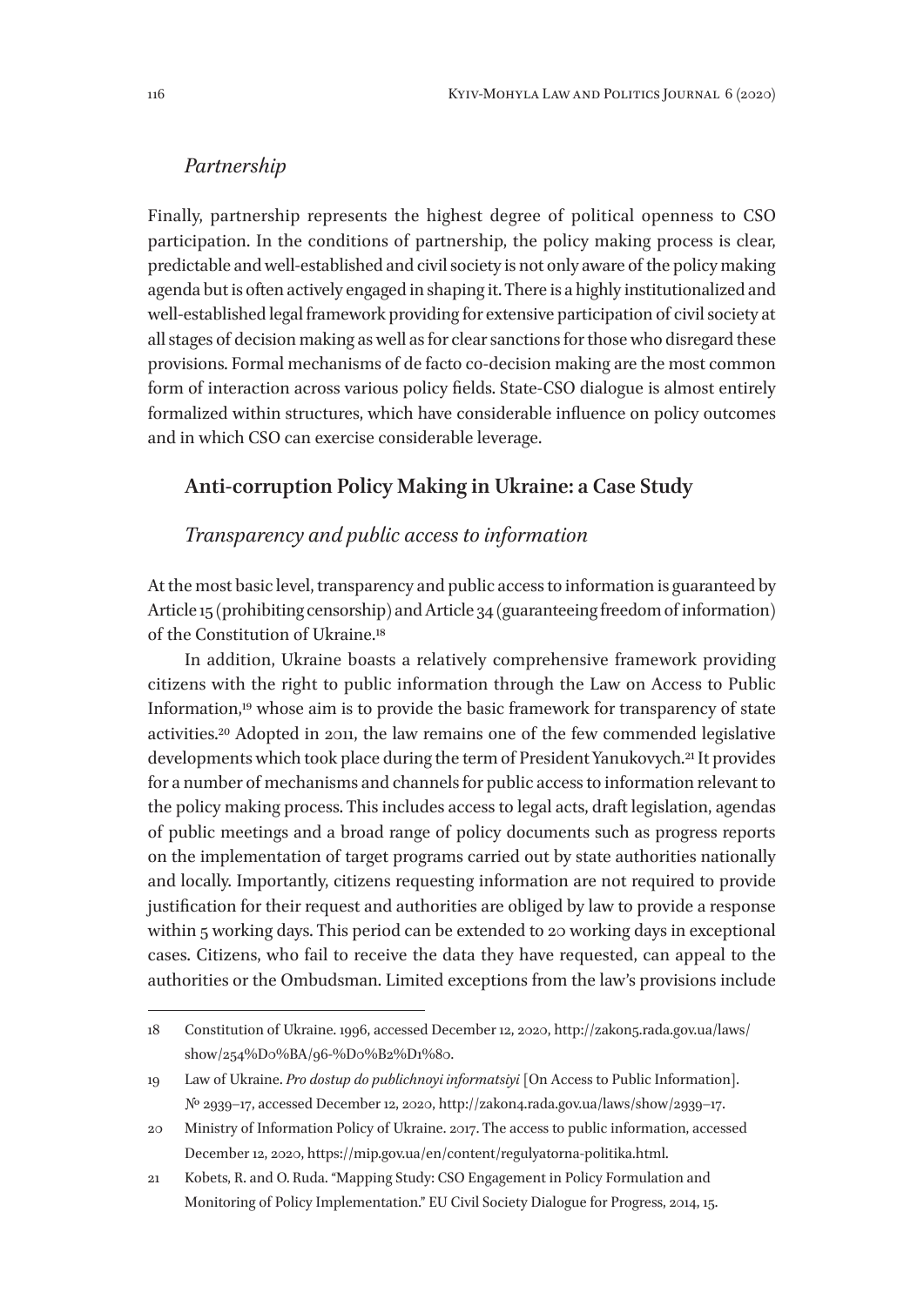### *Partnership*

Finally, partnership represents the highest degree of political openness to CSO participation. In the conditions of partnership, the policy making process is clear, predictable and well-established and civil society is not only aware of the policy making agenda but is often actively engaged in shaping it. There is a highly institutionalized and well-established legal framework providing for extensive participation of civil society at all stages of decision making as well as for clear sanctions for those who disregard these provisions. Formal mechanisms of de facto co-decision making are the most common form of interaction across various policy fields. State-CSO dialogue is almost entirely formalized within structures, which have considerable influence on policy outcomes and in which CSO can exercise considerable leverage.

## **Anti-corruption Policy Making in Ukraine: a Case Study**

### *Transparency and public access to information*

At the most basic level, transparency and public access to information is guaranteed by Article 15 (prohibiting censorship) and Article 34 (guaranteeing freedom of information) of the Constitution of Ukraine.[18]

In addition, Ukraine boasts a relatively comprehensive framework providing citizens with the right to public information through the Law on Access to Public Information,[19] whose aim is to provide the basic framework for transparency of state activities.[20] Adopted in 2011, the law remains one of the few commended legislative developments which took place during the term of President Yanukovych.[21] It provides for a number of mechanisms and channels for public access to information relevant to the policy making process. This includes access to legal acts, draft legislation, agendas of public meetings and a broad range of policy documents such as progress reports on the implementation of target programs carried out by state authorities nationally and locally. Importantly, citizens requesting information are not required to provide justification for their request and authorities are obliged by law to provide a response within 5 working days. This period can be extended to 20 working days in exceptional cases. Citizens, who fail to receive the data they have requested, can appeal to the authorities or the Ombudsman. Limited exceptions from the law's provisions include

---

18 Constitution of Ukraine. 1996, accessed December 12, 2020, http://zakon5.rada.gov.ua/laws/show/254%D0%BA/96-%D0%B2%D1%80.

19 Law of Ukraine. *Pro dostup do publichnoyi informatsiyi* [On Access to Public Information]. № 2939–17, accessed December 12, 2020, http://zakon4.rada.gov.ua/laws/show/2939–17.

20 Ministry of Information Policy of Ukraine. 2017. The access to public information, accessed December 12, 2020, https://mip.gov.ua/en/content/regulyatorna-politika.html.

21 Kobets, R. and O. Ruda. "Mapping Study: CSO Engagement in Policy Formulation and Monitoring of Policy Implementation." EU Civil Society Dialogue for Progress, 2014, 15.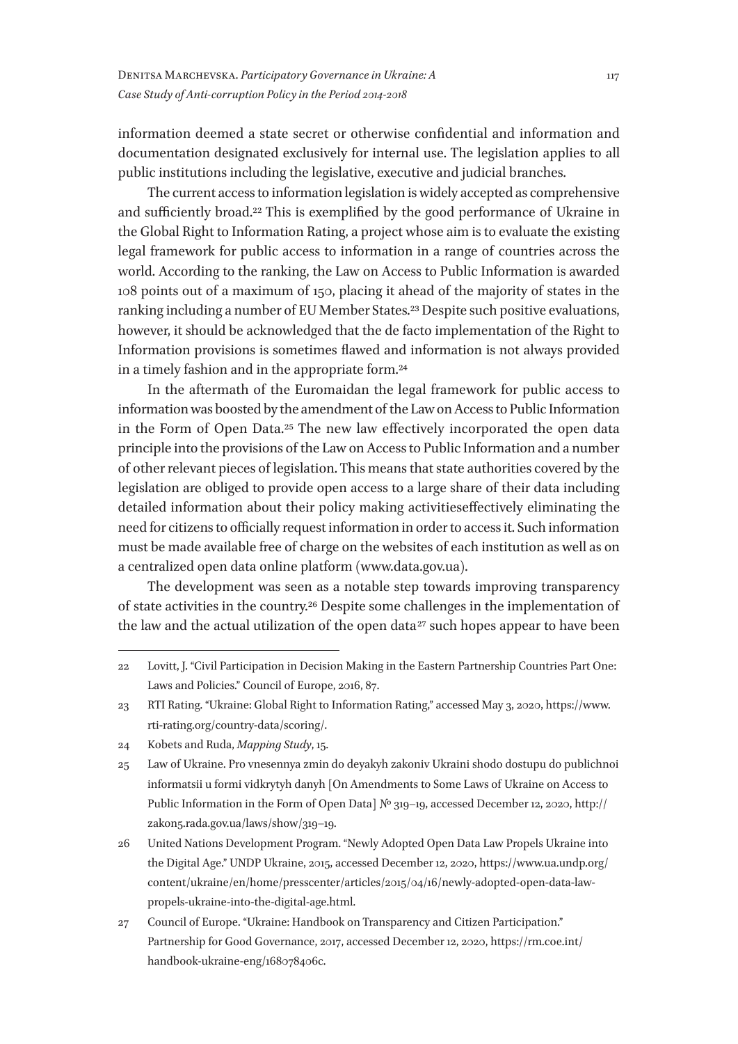information deemed a state secret or otherwise confidential and information and documentation designated exclusively for internal use. The legislation applies to all public institutions including the legislative, executive and judicial branches.

The current access to information legislation is widely accepted as comprehensive and sufficiently broad.[22] This is exemplified by the good performance of Ukraine in the Global Right to Information Rating, a project whose aim is to evaluate the existing legal framework for public access to information in a range of countries across the world. According to the ranking, the Law on Access to Public Information is awarded 108 points out of a maximum of 150, placing it ahead of the majority of states in the ranking including a number of EU Member States.[23] Despite such positive evaluations, however, it should be acknowledged that the de facto implementation of the Right to Information provisions is sometimes flawed and information is not always provided in a timely fashion and in the appropriate form.[24]

In the aftermath of the Euromaidan the legal framework for public access to information was boosted by the amendment of the Law on Access to Public Information in the Form of Open Data.[25] The new law effectively incorporated the open data principle into the provisions of the Law on Access to Public Information and a number of other relevant pieces of legislation. This means that state authorities covered by the legislation are obliged to provide open access to a large share of their data including detailed information about their policy making activitieseffectively eliminating the need for citizens to officially request information in order to access it. Such information must be made available free of charge on the websites of each institution as well as on a centralized open data online platform (www.data.gov.ua).

The development was seen as a notable step towards improving transparency of state activities in the country.[26] Despite some challenges in the implementation of the law and the actual utilization of the open data[27] such hopes appear to have been

---

22 Lovitt, J. "Civil Participation in Decision Making in the Eastern Partnership Countries Part One: Laws and Policies." Council of Europe, 2016, 87.

23 RTI Rating. "Ukraine: Global Right to Information Rating," accessed May 3, 2020, https://www.rti-rating.org/country-data/scoring/.

24 Kobets and Ruda, *Mapping Study*, 15.

25 Law of Ukraine. Pro vnesennya zmin do deyakyh zakoniv Ukraini shodo dostupu do publichnoi informatsii u formi vidkrytyh danyh [On Amendments to Some Laws of Ukraine on Access to Public Information in the Form of Open Data] № 319–19, accessed December 12, 2020, http://zakon5.rada.gov.ua/laws/show/319–19.

26 United Nations Development Program. "Newly Adopted Open Data Law Propels Ukraine into the Digital Age." UNDP Ukraine, 2015, accessed December 12, 2020, https://www.ua.undp.org/content/ukraine/en/home/presscenter/articles/2015/04/16/newly-adopted-open-data-law-propels-ukraine-into-the-digital-age.html.

27 Council of Europe. "Ukraine: Handbook on Transparency and Citizen Participation." Partnership for Good Governance, 2017, accessed December 12, 2020, https://rm.coe.int/handbook-ukraine-eng/168078406c.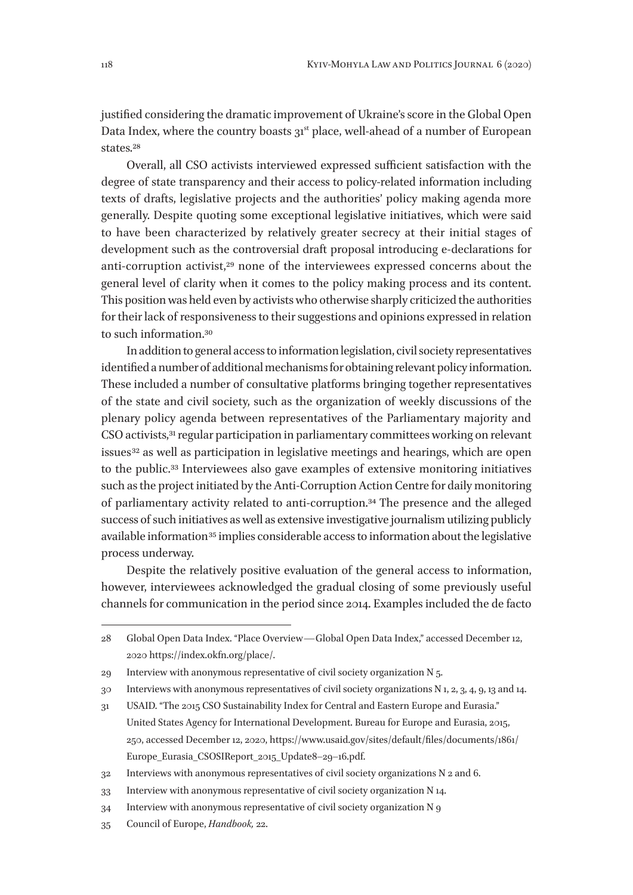justified considering the dramatic improvement of Ukraine's score in the Global Open Data Index, where the country boasts 31st place, well-ahead of a number of European states.[28]

Overall, all CSO activists interviewed expressed sufficient satisfaction with the degree of state transparency and their access to policy-related information including texts of drafts, legislative projects and the authorities' policy making agenda more generally. Despite quoting some exceptional legislative initiatives, which were said to have been characterized by relatively greater secrecy at their initial stages of development such as the controversial draft proposal introducing e-declarations for anti-corruption activist,[29] none of the interviewees expressed concerns about the general level of clarity when it comes to the policy making process and its content. This position was held even by activists who otherwise sharply criticized the authorities for their lack of responsiveness to their suggestions and opinions expressed in relation to such information.[30]

In addition to general access to information legislation, civil society representatives identified a number of additional mechanisms for obtaining relevant policy information. These included a number of consultative platforms bringing together representatives of the state and civil society, such as the organization of weekly discussions of the plenary policy agenda between representatives of the Parliamentary majority and CSO activists,[31] regular participation in parliamentary committees working on relevant issues[32] as well as participation in legislative meetings and hearings, which are open to the public.[33] Interviewees also gave examples of extensive monitoring initiatives such as the project initiated by the Anti-Corruption Action Centre for daily monitoring of parliamentary activity related to anti-corruption.[34] The presence and the alleged success of such initiatives as well as extensive investigative journalism utilizing publicly available information[35] implies considerable access to information about the legislative process underway.

Despite the relatively positive evaluation of the general access to information, however, interviewees acknowledged the gradual closing of some previously useful channels for communication in the period since 2014. Examples included the de facto

---

28 Global Open Data Index. "Place Overview — Global Open Data Index," accessed December 12, 2020 https://index.okfn.org/place/.

29 Interview with anonymous representative of civil society organization N 5.

30 Interviews with anonymous representatives of civil society organizations N 1, 2, 3, 4, 9, 13 and 14.

31 USAID. "The 2015 CSO Sustainability Index for Central and Eastern Europe and Eurasia." United States Agency for International Development. Bureau for Europe and Eurasia, 2015, 250, accessed December 12, 2020, https://www.usaid.gov/sites/default/files/documents/1861/Europe_Eurasia_CSOSIReport_2015_Update8–29–16.pdf.

32 Interviews with anonymous representatives of civil society organizations N 2 and 6.

33 Interview with anonymous representative of civil society organization N 14.

34 Interview with anonymous representative of civil society organization N 9

35 Council of Europe, *Handbook,* 22.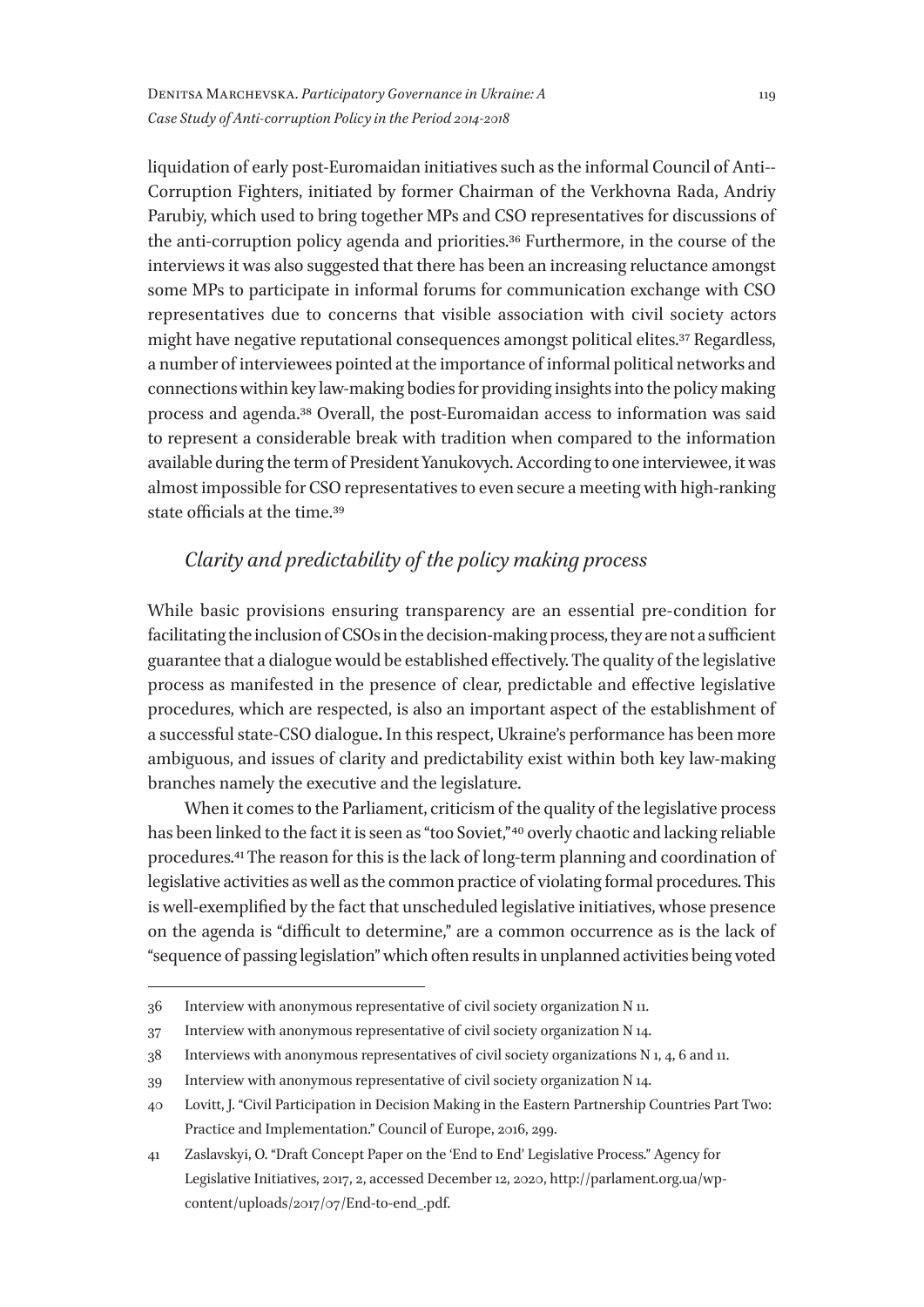liquidation of early post-Euromaidan initiatives such as the informal Council of Anti--Corruption Fighters, initiated by former Chairman of the Verkhovna Rada, Andriy Parubiy, which used to bring together MPs and CSO representatives for discussions of the anti-corruption policy agenda and priorities.[36] Furthermore, in the course of the interviews it was also suggested that there has been an increasing reluctance amongst some MPs to participate in informal forums for communication exchange with CSO representatives due to concerns that visible association with civil society actors might have negative reputational consequences amongst political elites.[37] Regardless, a number of interviewees pointed at the importance of informal political networks and connections within key law-making bodies for providing insights into the policy making process and agenda.[38] Overall, the post-Euromaidan access to information was said to represent a considerable break with tradition when compared to the information available during the term of President Yanukovych. According to one interviewee, it was almost impossible for CSO representatives to even secure a meeting with high-ranking state officials at the time.[39]

## *Clarity and predictability of the policy making process*

While basic provisions ensuring transparency are an essential pre-condition for facilitating the inclusion of CSOs in the decision-making process, they are not a sufficient guarantee that a dialogue would be established effectively. The quality of the legislative process as manifested in the presence of clear, predictable and effective legislative procedures, which are respected, is also an important aspect of the establishment of a successful state-CSO dialogue**.** In this respect, Ukraine's performance has been more ambiguous, and issues of clarity and predictability exist within both key law-making branches namely the executive and the legislature.

When it comes to the Parliament, criticism of the quality of the legislative process has been linked to the fact it is seen as "too Soviet,"[40] overly chaotic and lacking reliable procedures.[41] The reason for this is the lack of long-term planning and coordination of legislative activities as well as the common practice of violating formal procedures. This is well-exemplified by the fact that unscheduled legislative initiatives, whose presence on the agenda is "difficult to determine," are a common occurrence as is the lack of "sequence of passing legislation" which often results in unplanned activities being voted

---

36 Interview with anonymous representative of civil society organization N 11.

37 Interview with anonymous representative of civil society organization N 14.

38 Interviews with anonymous representatives of civil society organizations N 1, 4, 6 and 11.

39 Interview with anonymous representative of civil society organization N 14.

40 Lovitt, J. "Civil Participation in Decision Making in the Eastern Partnership Countries Part Two: Practice and Implementation." Council of Europe, 2016, 299.

41 Zaslavskyi, O. "Draft Concept Paper on the 'End to End' Legislative Process." Agency for Legislative Initiatives, 2017, 2, accessed December 12, 2020, http://parlament.org.ua/wp-content/uploads/2017/07/End-to-end_.pdf.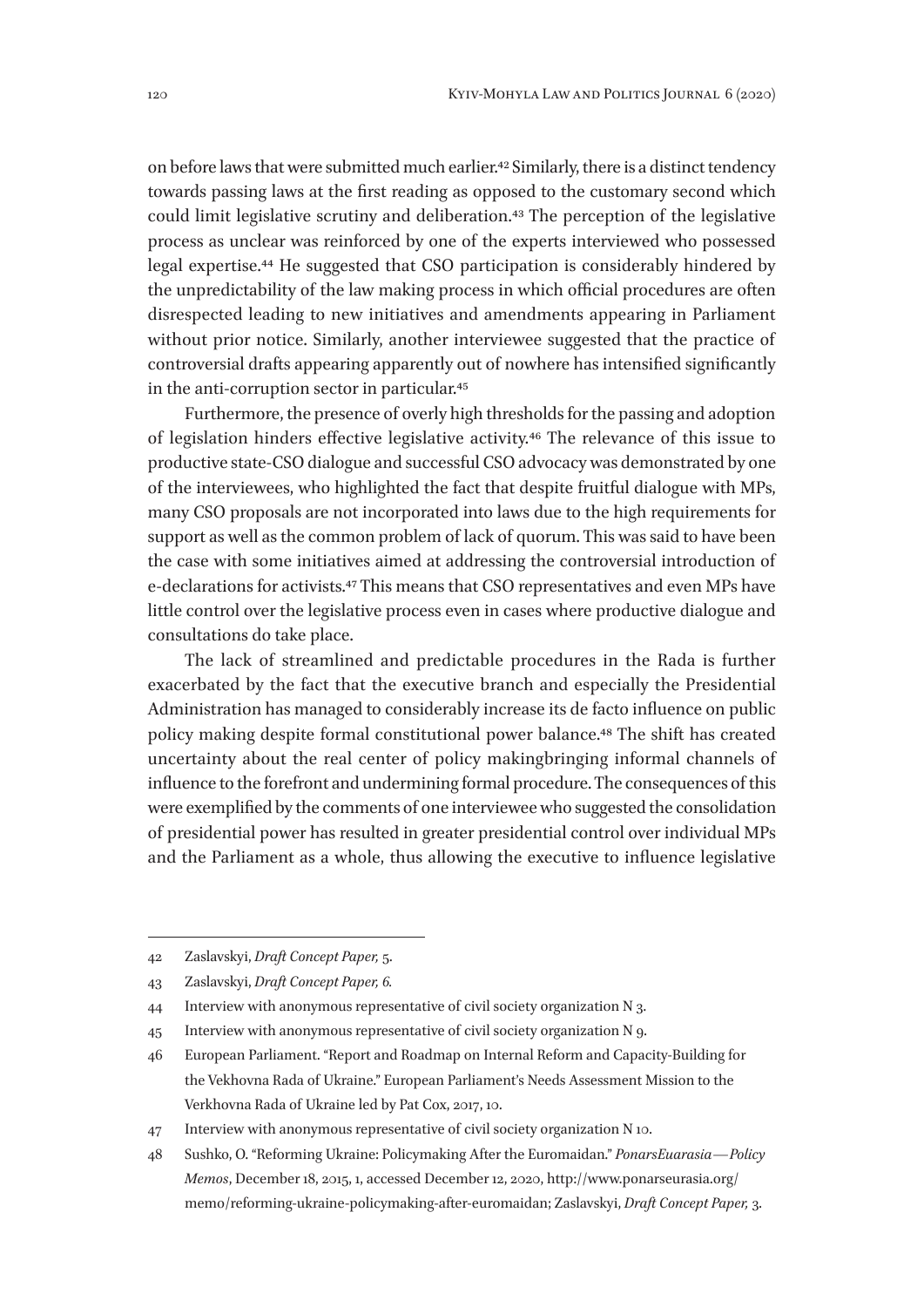on before laws that were submitted much earlier.[42] Similarly, there is a distinct tendency towards passing laws at the first reading as opposed to the customary second which could limit legislative scrutiny and deliberation.[43] The perception of the legislative process as unclear was reinforced by one of the experts interviewed who possessed legal expertise.[44] He suggested that CSO participation is considerably hindered by the unpredictability of the law making process in which official procedures are often disrespected leading to new initiatives and amendments appearing in Parliament without prior notice. Similarly, another interviewee suggested that the practice of controversial drafts appearing apparently out of nowhere has intensified significantly in the anti-corruption sector in particular.[45]

Furthermore, the presence of overly high thresholds for the passing and adoption of legislation hinders effective legislative activity.[46] The relevance of this issue to productive state-CSO dialogue and successful CSO advocacy was demonstrated by one of the interviewees, who highlighted the fact that despite fruitful dialogue with MPs, many CSO proposals are not incorporated into laws due to the high requirements for support as well as the common problem of lack of quorum. This was said to have been the case with some initiatives aimed at addressing the controversial introduction of e-declarations for activists.[47] This means that CSO representatives and even MPs have little control over the legislative process even in cases where productive dialogue and consultations do take place.

The lack of streamlined and predictable procedures in the Rada is further exacerbated by the fact that the executive branch and especially the Presidential Administration has managed to considerably increase its de facto influence on public policy making despite formal constitutional power balance.[48] The shift has created uncertainty about the real center of policy makingbringing informal channels of influence to the forefront and undermining formal procedure. The consequences of this were exemplified by the comments of one interviewee who suggested the consolidation of presidential power has resulted in greater presidential control over individual MPs and the Parliament as a whole, thus allowing the executive to influence legislative

---

42 Zaslavskyi, *Draft Concept Paper,* 5.

43 Zaslavskyi, *Draft Concept Paper, 6.*

44 Interview with anonymous representative of civil society organization N 3.

45 Interview with anonymous representative of civil society organization N 9.

46 European Parliament. "Report and Roadmap on Internal Reform and Capacity-Building for the Vekhovna Rada of Ukraine." European Parliament's Needs Assessment Mission to the Verkhovna Rada of Ukraine led by Pat Cox, 2017, 10.

47 Interview with anonymous representative of civil society organization N 10.

48 Sushko, O. "Reforming Ukraine: Policymaking After the Euromaidan." *PonarsEuarasia — Policy Memos*, December 18, 2015, 1, accessed December 12, 2020, http://www.ponarseurasia.org/memo/reforming-ukraine-policymaking-after-euromaidan; Zaslavskyi, *Draft Concept Paper,* 3.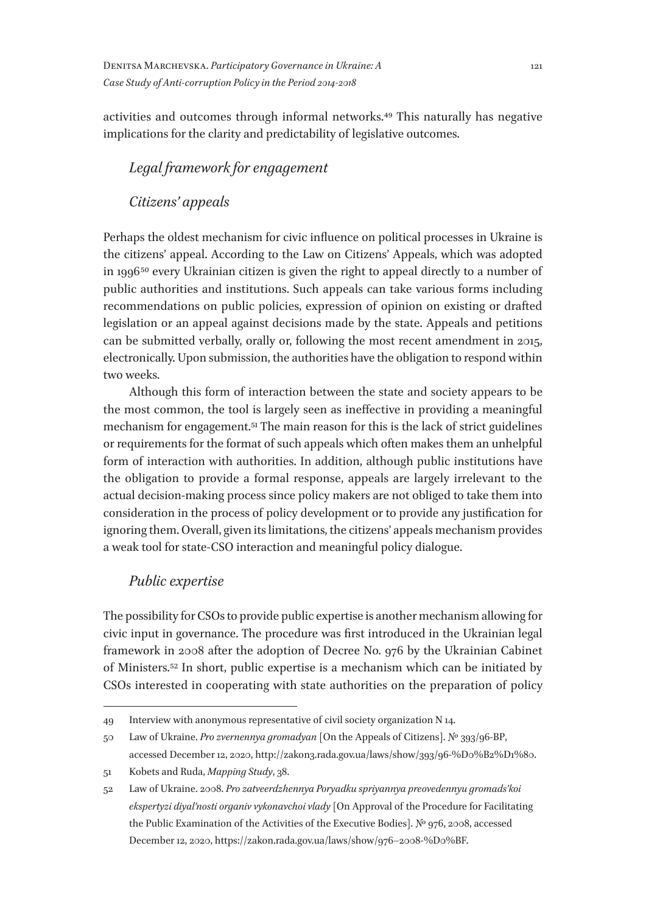activities and outcomes through informal networks.[49] This naturally has negative implications for the clarity and predictability of legislative outcomes.

### *Legal framework for engagement*

### *Citizens' appeals*

Perhaps the oldest mechanism for civic influence on political processes in Ukraine is the citizens' appeal. According to the Law on Citizens' Appeals, which was adopted in 1996[50] every Ukrainian citizen is given the right to appeal directly to a number of public authorities and institutions. Such appeals can take various forms including recommendations on public policies, expression of opinion on existing or drafted legislation or an appeal against decisions made by the state. Appeals and petitions can be submitted verbally, orally or, following the most recent amendment in 2015, electronically. Upon submission, the authorities have the obligation to respond within two weeks.

Although this form of interaction between the state and society appears to be the most common, the tool is largely seen as ineffective in providing a meaningful mechanism for engagement.[51] The main reason for this is the lack of strict guidelines or requirements for the format of such appeals which often makes them an unhelpful form of interaction with authorities. In addition, although public institutions have the obligation to provide a formal response, appeals are largely irrelevant to the actual decision-making process since policy makers are not obliged to take them into consideration in the process of policy development or to provide any justification for ignoring them. Overall, given its limitations, the citizens' appeals mechanism provides a weak tool for state-CSO interaction and meaningful policy dialogue.

### *Public expertise*

The possibility for CSOs to provide public expertise is another mechanism allowing for civic input in governance. The procedure was first introduced in the Ukrainian legal framework in 2008 after the adoption of Decree No. 976 by the Ukrainian Cabinet of Ministers.[52] In short, public expertise is a mechanism which can be initiated by CSOs interested in cooperating with state authorities on the preparation of policy

---

49 Interview with anonymous representative of civil society organization N 14.

50 Law of Ukraine. *Pro zvernennya gromadyan* [On the Appeals of Citizens]. № 393/96-BP, accessed December 12, 2020, http://zakon3.rada.gov.ua/laws/show/393/96-%D0%B2%D1%80.

51 Kobets and Ruda, *Mapping Study*, 38.

52 Law of Ukraine. 2008. *Pro zatveerdzhennya Poryadku spriyannya preovedennyu gromads'koi ekspertyzi diyal'nosti organiv vykonavchoi vlady* [On Approval of the Procedure for Facilitating the Public Examination of the Activities of the Executive Bodies]. № 976, 2008, accessed December 12, 2020, https://zakon.rada.gov.ua/laws/show/976–2008-%D0%BF.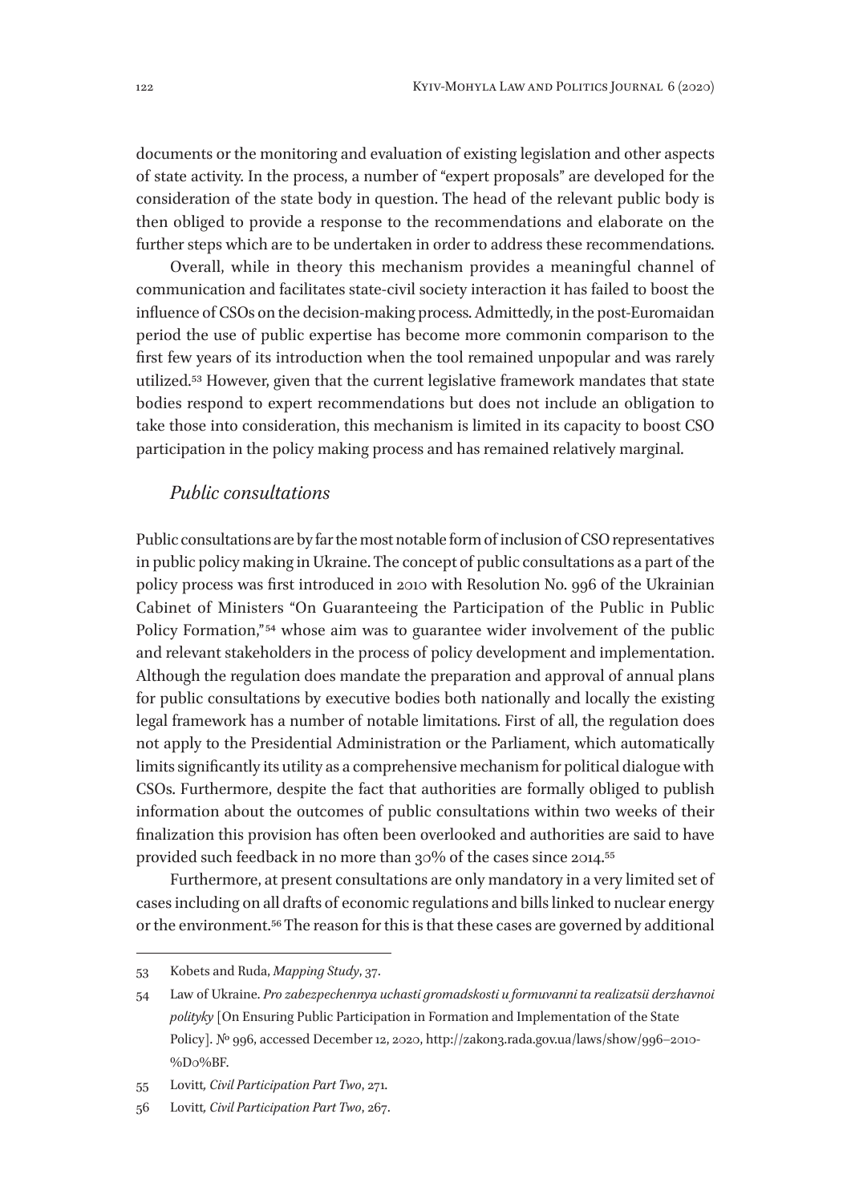documents or the monitoring and evaluation of existing legislation and other aspects of state activity. In the process, a number of "expert proposals" are developed for the consideration of the state body in question. The head of the relevant public body is then obliged to provide a response to the recommendations and elaborate on the further steps which are to be undertaken in order to address these recommendations.

Overall, while in theory this mechanism provides a meaningful channel of communication and facilitates state-civil society interaction it has failed to boost the influence of CSOs on the decision-making process. Admittedly, in the post-Euromaidan period the use of public expertise has become more commonin comparison to the first few years of its introduction when the tool remained unpopular and was rarely utilized.[53] However, given that the current legislative framework mandates that state bodies respond to expert recommendations but does not include an obligation to take those into consideration, this mechanism is limited in its capacity to boost CSO participation in the policy making process and has remained relatively marginal.

### *Public consultations*

Public consultations are by far the most notable form of inclusion of CSO representatives in public policy making in Ukraine. The concept of public consultations as a part of the policy process was first introduced in 2010 with Resolution No. 996 of the Ukrainian Cabinet of Ministers "On Guaranteeing the Participation of the Public in Public Policy Formation,"[54] whose aim was to guarantee wider involvement of the public and relevant stakeholders in the process of policy development and implementation. Although the regulation does mandate the preparation and approval of annual plans for public consultations by executive bodies both nationally and locally the existing legal framework has a number of notable limitations. First of all, the regulation does not apply to the Presidential Administration or the Parliament, which automatically limits significantly its utility as a comprehensive mechanism for political dialogue with CSOs. Furthermore, despite the fact that authorities are formally obliged to publish information about the outcomes of public consultations within two weeks of their finalization this provision has often been overlooked and authorities are said to have provided such feedback in no more than 30% of the cases since 2014.[55]

Furthermore, at present consultations are only mandatory in a very limited set of cases including on all drafts of economic regulations and bills linked to nuclear energy or the environment.[56] The reason for this is that these cases are governed by additional

---

53 Kobets and Ruda, *Mapping Study*, 37.

54 Law of Ukraine. *Pro zabezpechennya uchasti gromadskosti u formuvanni ta realizatsii derzhavnoi polityky* [On Ensuring Public Participation in Formation and Implementation of the State Policy]. № 996, accessed December 12, 2020, http://zakon3.rada.gov.ua/laws/show/996–2010-%D0%BF.

55 Lovitt*, Civil Participation Part Two*, 271.

56 Lovitt*, Civil Participation Part Two*, 267.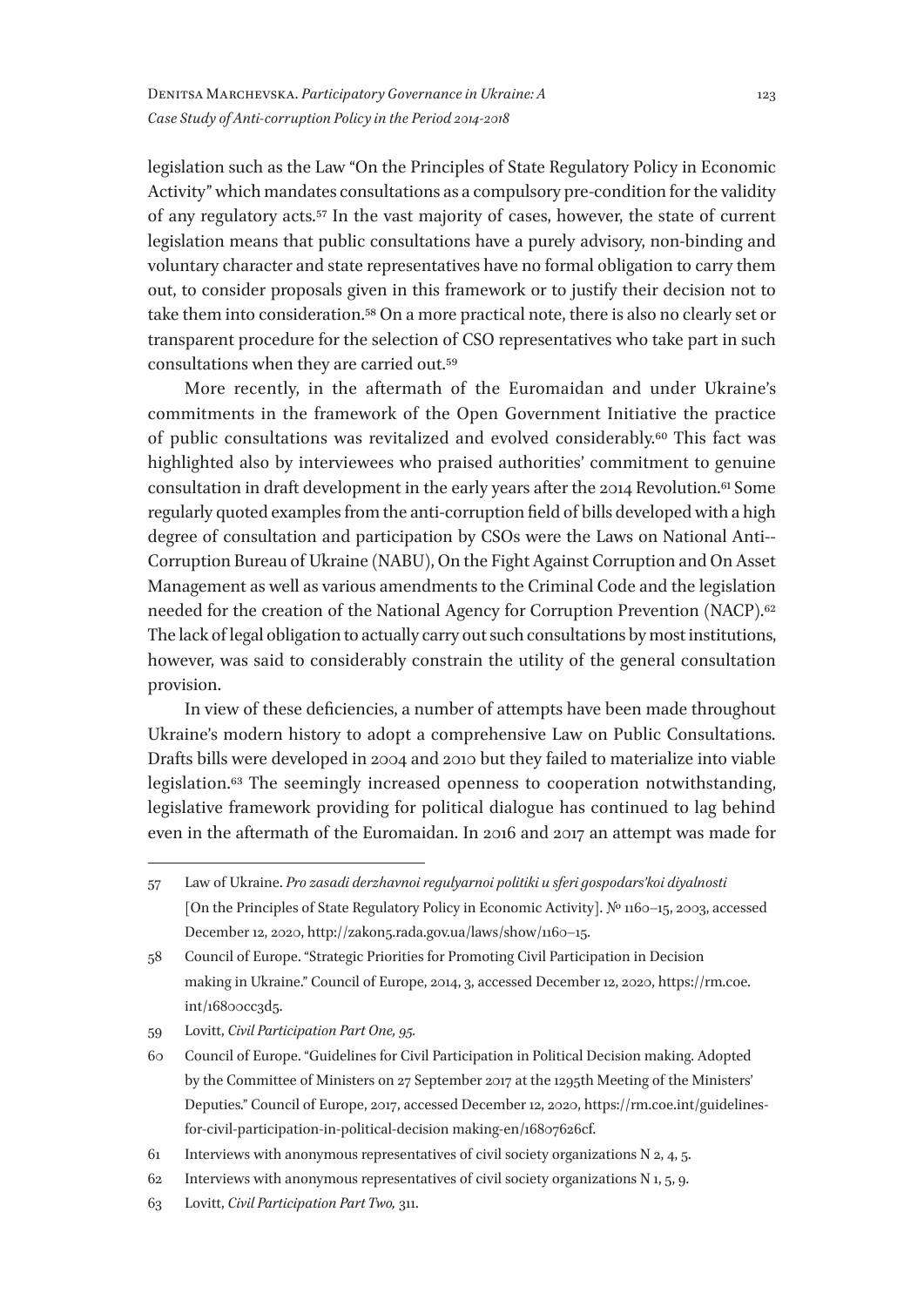legislation such as the Law "On the Principles of State Regulatory Policy in Economic Activity" which mandates consultations as a compulsory pre-condition for the validity of any regulatory acts.[57] In the vast majority of cases, however, the state of current legislation means that public consultations have a purely advisory, non-binding and voluntary character and state representatives have no formal obligation to carry them out, to consider proposals given in this framework or to justify their decision not to take them into consideration.[58] On a more practical note, there is also no clearly set or transparent procedure for the selection of CSO representatives who take part in such consultations when they are carried out.[59]

More recently, in the aftermath of the Euromaidan and under Ukraine's commitments in the framework of the Open Government Initiative the practice of public consultations was revitalized and evolved considerably.[60] This fact was highlighted also by interviewees who praised authorities' commitment to genuine consultation in draft development in the early years after the 2014 Revolution.[61] Some regularly quoted examples from the anti-corruption field of bills developed with a high degree of consultation and participation by CSOs were the Laws on National Anti--Corruption Bureau of Ukraine (NABU), On the Fight Against Corruption and On Asset Management as well as various amendments to the Criminal Code and the legislation needed for the creation of the National Agency for Corruption Prevention (NACP).[62] The lack of legal obligation to actually carry out such consultations by most institutions, however, was said to considerably constrain the utility of the general consultation provision.

In view of these deficiencies, a number of attempts have been made throughout Ukraine's modern history to adopt a comprehensive Law on Public Consultations. Drafts bills were developed in 2004 and 2010 but they failed to materialize into viable legislation.[63] The seemingly increased openness to cooperation notwithstanding, legislative framework providing for political dialogue has continued to lag behind even in the aftermath of the Euromaidan. In 2016 and 2017 an attempt was made for

---

57 Law of Ukraine. *Pro zasadi derzhavnoi regulyarnoi politiki u sferi gospodars'koi diyalnosti* [On the Principles of State Regulatory Policy in Economic Activity]. № 1160–15, 2003, accessed December 12, 2020, http://zakon5.rada.gov.ua/laws/show/1160–15.

58 Council of Europe. "Strategic Priorities for Promoting Civil Participation in Decision making in Ukraine." Council of Europe, 2014, 3, accessed December 12, 2020, https://rm.coe.int/16800cc3d5.

59 Lovitt, *Civil Participation Part One, 95.*

60 Council of Europe. "Guidelines for Civil Participation in Political Decision making. Adopted by the Committee of Ministers on 27 September 2017 at the 1295th Meeting of the Ministers' Deputies." Council of Europe, 2017, accessed December 12, 2020, https://rm.coe.int/guidelines-for-civil-participation-in-political-decision making-en/16807626cf.

61 Interviews with anonymous representatives of civil society organizations N 2, 4, 5.

62 Interviews with anonymous representatives of civil society organizations N 1, 5, 9.

63 Lovitt, *Civil Participation Part Two,* 311.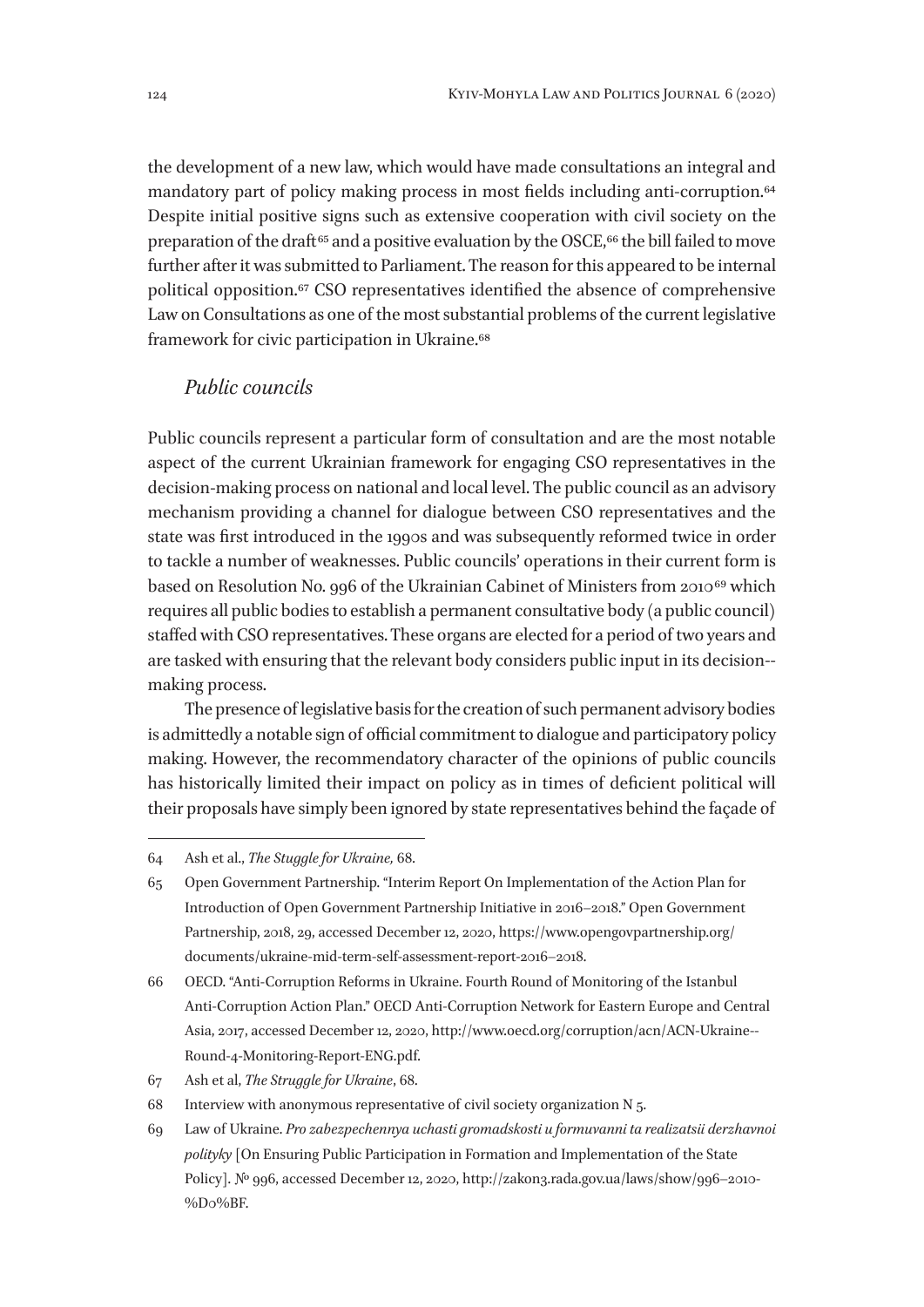the development of a new law, which would have made consultations an integral and mandatory part of policy making process in most fields including anti-corruption.[64] Despite initial positive signs such as extensive cooperation with civil society on the preparation of the draft[65] and a positive evaluation by the OSCE,[66] the bill failed to move further after it was submitted to Parliament. The reason for this appeared to be internal political opposition.[67] CSO representatives identified the absence of comprehensive Law on Consultations as one of the most substantial problems of the current legislative framework for civic participation in Ukraine.[68]

### *Public councils*

Public councils represent a particular form of consultation and are the most notable aspect of the current Ukrainian framework for engaging CSO representatives in the decision-making process on national and local level. The public council as an advisory mechanism providing a channel for dialogue between CSO representatives and the state was first introduced in the 1990s and was subsequently reformed twice in order to tackle a number of weaknesses. Public councils' operations in their current form is based on Resolution No. 996 of the Ukrainian Cabinet of Ministers from 2010[69] which requires all public bodies to establish a permanent consultative body (a public council) staffed with CSO representatives. These organs are elected for a period of two years and are tasked with ensuring that the relevant body considers public input in its decision-making process.

The presence of legislative basis for the creation of such permanent advisory bodies is admittedly a notable sign of official commitment to dialogue and participatory policy making. However, the recommendatory character of the opinions of public councils has historically limited their impact on policy as in times of deficient political will their proposals have simply been ignored by state representatives behind the façade of

---

64 Ash et al., *The Struggle for Ukraine,* 68.

65 Open Government Partnership. "Interim Report On Implementation of the Action Plan for Introduction of Open Government Partnership Initiative in 2016–2018." Open Government Partnership, 2018, 29, accessed December 12, 2020, https://www.opengovpartnership.org/documents/ukraine-mid-term-self-assessment-report-2016–2018.

66 OECD. "Anti-Corruption Reforms in Ukraine. Fourth Round of Monitoring of the Istanbul Anti-Corruption Action Plan." OECD Anti-Corruption Network for Eastern Europe and Central Asia, 2017, accessed December 12, 2020, http://www.oecd.org/corruption/acn/ACN-Ukraine--Round-4-Monitoring-Report-ENG.pdf.

67 Ash et al, *The Struggle for Ukraine*, 68.

68 Interview with anonymous representative of civil society organization N 5.

69 Law of Ukraine. *Pro zabezpechennya uchasti gromadskosti u formuvanni ta realizatsii derzhavnoi polityky* [On Ensuring Public Participation in Formation and Implementation of the State Policy]. № 996, accessed December 12, 2020, http://zakon3.rada.gov.ua/laws/show/996–2010-%D0%BF.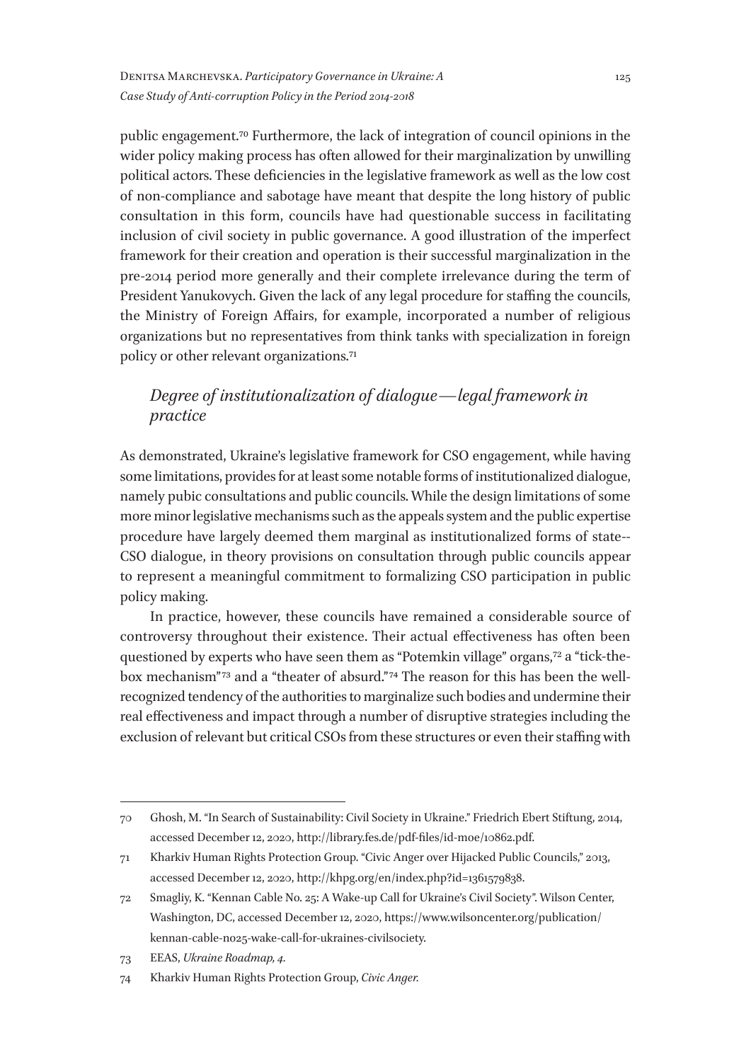public engagement.[70] Furthermore, the lack of integration of council opinions in the wider policy making process has often allowed for their marginalization by unwilling political actors. These deficiencies in the legislative framework as well as the low cost of non-compliance and sabotage have meant that despite the long history of public consultation in this form, councils have had questionable success in facilitating inclusion of civil society in public governance. A good illustration of the imperfect framework for their creation and operation is their successful marginalization in the pre-2014 period more generally and their complete irrelevance during the term of President Yanukovych. Given the lack of any legal procedure for staffing the councils, the Ministry of Foreign Affairs, for example, incorporated a number of religious organizations but no representatives from think tanks with specialization in foreign policy or other relevant organizations.[71]

### *Degree of institutionalization of dialogue—legal framework in practice*

As demonstrated, Ukraine's legislative framework for CSO engagement, while having some limitations, provides for at least some notable forms of institutionalized dialogue, namely pubic consultations and public councils. While the design limitations of some more minor legislative mechanisms such as the appeals system and the public expertise procedure have largely deemed them marginal as institutionalized forms of state--CSO dialogue, in theory provisions on consultation through public councils appear to represent a meaningful commitment to formalizing CSO participation in public policy making.

In practice, however, these councils have remained a considerable source of controversy throughout their existence. Their actual effectiveness has often been questioned by experts who have seen them as "Potemkin village" organs,[72] a "tick-the-box mechanism"[73] and a "theater of absurd."[74] The reason for this has been the well-recognized tendency of the authorities to marginalize such bodies and undermine their real effectiveness and impact through a number of disruptive strategies including the exclusion of relevant but critical CSOs from these structures or even their staffing with

---

70 Ghosh, M. "In Search of Sustainability: Civil Society in Ukraine." Friedrich Ebert Stiftung, 2014, accessed December 12, 2020, http://library.fes.de/pdf-files/id-moe/10862.pdf.

71 Kharkiv Human Rights Protection Group. "Civic Anger over Hijacked Public Councils," 2013, accessed December 12, 2020, http://khpg.org/en/index.php?id=1361579838.

72 Smagliy, K. "Kennan Cable No. 25: A Wake-up Call for Ukraine's Civil Society". Wilson Center, Washington, DC, accessed December 12, 2020, https://www.wilsoncenter.org/publication/kennan-cable-no25-wake-call-for-ukraines-civilsociety.

73 EEAS, *Ukraine Roadmap, 4*.

74 Kharkiv Human Rights Protection Group, *Civic Anger.*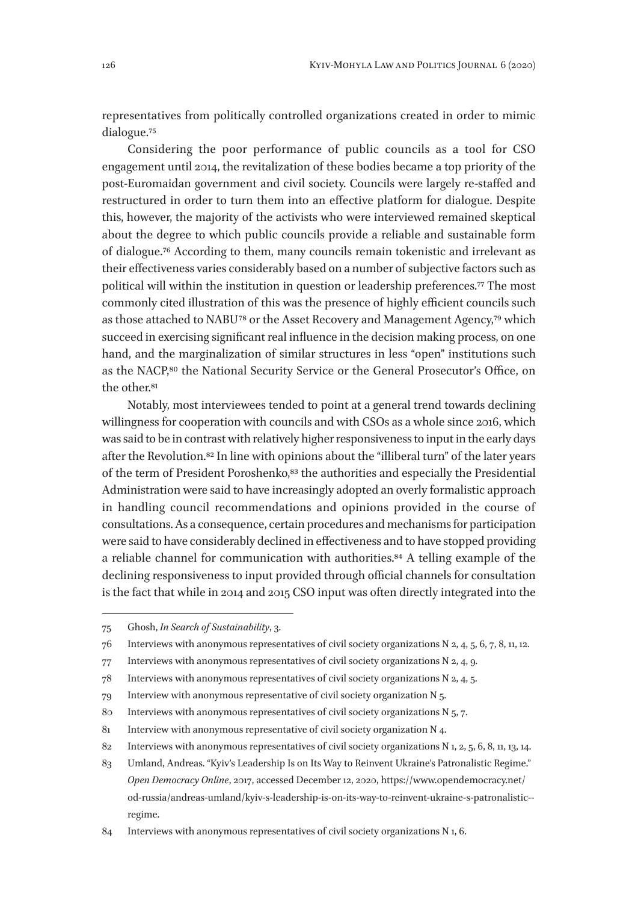representatives from politically controlled organizations created in order to mimic dialogue.[75]

Considering the poor performance of public councils as a tool for CSO engagement until 2014, the revitalization of these bodies became a top priority of the post-Euromaidan government and civil society. Councils were largely re-staffed and restructured in order to turn them into an effective platform for dialogue. Despite this, however, the majority of the activists who were interviewed remained skeptical about the degree to which public councils provide a reliable and sustainable form of dialogue.[76] According to them, many councils remain tokenistic and irrelevant as their effectiveness varies considerably based on a number of subjective factors such as political will within the institution in question or leadership preferences.[77] The most commonly cited illustration of this was the presence of highly efficient councils such as those attached to NABU[78] or the Asset Recovery and Management Agency,[79] which succeed in exercising significant real influence in the decision making process, on one hand, and the marginalization of similar structures in less "open" institutions such as the NACP,[80] the National Security Service or the General Prosecutor's Office, on the other.[81]

Notably, most interviewees tended to point at a general trend towards declining willingness for cooperation with councils and with CSOs as a whole since 2016, which was said to be in contrast with relatively higher responsiveness to input in the early days after the Revolution.[82] In line with opinions about the "illiberal turn" of the later years of the term of President Poroshenko,[83] the authorities and especially the Presidential Administration were said to have increasingly adopted an overly formalistic approach in handling council recommendations and opinions provided in the course of consultations. As a consequence, certain procedures and mechanisms for participation were said to have considerably declined in effectiveness and to have stopped providing a reliable channel for communication with authorities.[84] A telling example of the declining responsiveness to input provided through official channels for consultation is the fact that while in 2014 and 2015 CSO input was often directly integrated into the

---

75 Ghosh, *In Search of Sustainability*, 3.

76 Interviews with anonymous representatives of civil society organizations N 2, 4, 5, 6, 7, 8, 11, 12.

77 Interviews with anonymous representatives of civil society organizations N 2, 4, 9.

78 Interviews with anonymous representatives of civil society organizations N 2, 4, 5.

79 Interview with anonymous representative of civil society organization N 5.

80 Interviews with anonymous representatives of civil society organizations N 5, 7.

81 Interview with anonymous representative of civil society organization N 4.

82 Interviews with anonymous representatives of civil society organizations N 1, 2, 5, 6, 8, 11, 13, 14.

83 Umland, Andreas. "Kyiv's Leadership Is on Its Way to Reinvent Ukraine's Patronalistic Regime." *Open Democracy Online*, 2017, accessed December 12, 2020, https://www.opendemocracy.net/od-russia/andreas-umland/kyiv-s-leadership-is-on-its-way-to-reinvent-ukraine-s-patronalistic--regime.

84 Interviews with anonymous representatives of civil society organizations N 1, 6.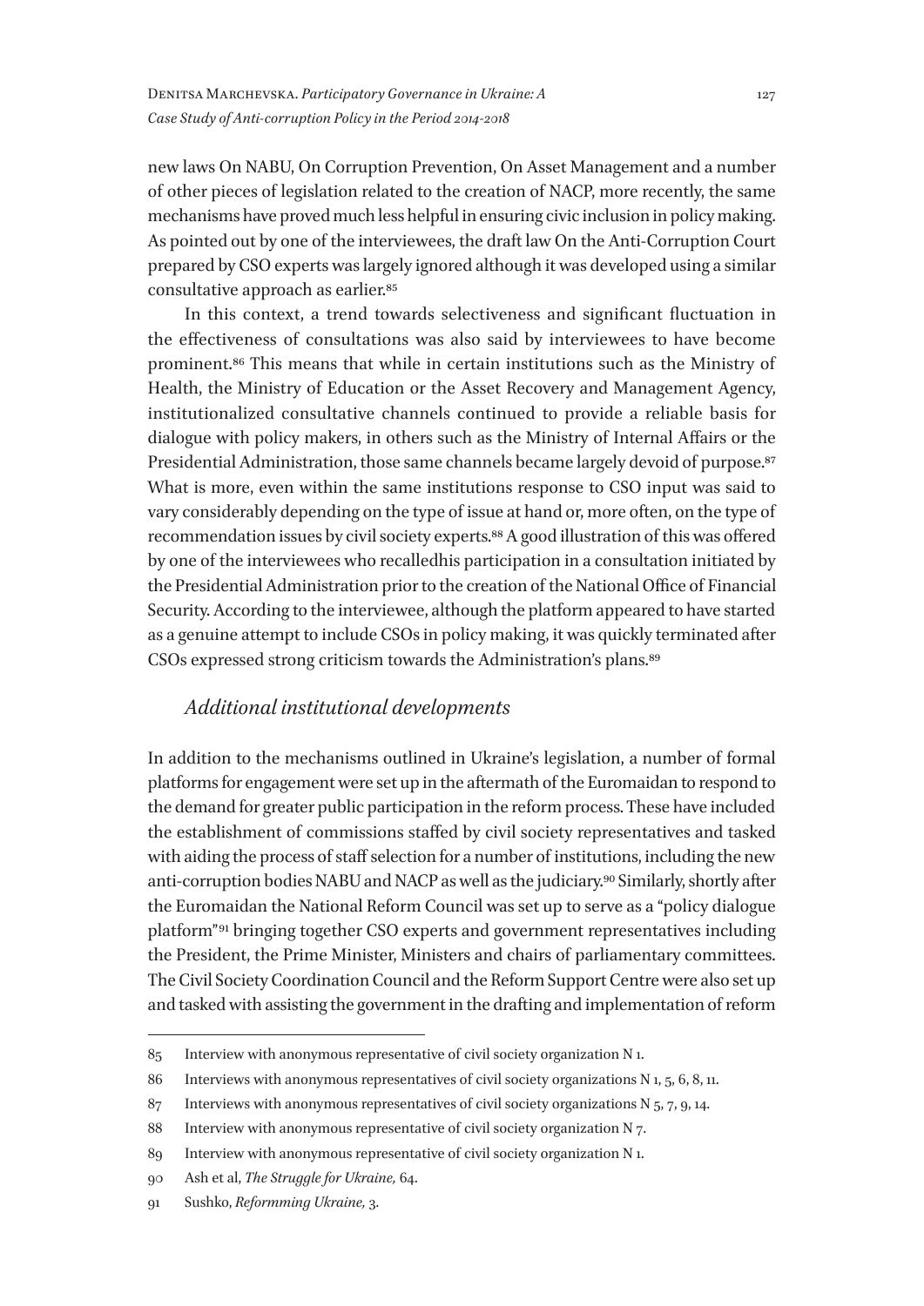new laws On NABU, On Corruption Prevention, On Asset Management and a number of other pieces of legislation related to the creation of NACP, more recently, the same mechanisms have proved much less helpful in ensuring civic inclusion in policy making. As pointed out by one of the interviewees, the draft law On the Anti-Corruption Court prepared by CSO experts was largely ignored although it was developed using a similar consultative approach as earlier.[85]

In this context, a trend towards selectiveness and significant fluctuation in the effectiveness of consultations was also said by interviewees to have become prominent.[86] This means that while in certain institutions such as the Ministry of Health, the Ministry of Education or the Asset Recovery and Management Agency, institutionalized consultative channels continued to provide a reliable basis for dialogue with policy makers, in others such as the Ministry of Internal Affairs or the Presidential Administration, those same channels became largely devoid of purpose.[87] What is more, even within the same institutions response to CSO input was said to vary considerably depending on the type of issue at hand or, more often, on the type of recommendation issues by civil society experts.[88] A good illustration of this was offered by one of the interviewees who recalledhis participation in a consultation initiated by the Presidential Administration prior to the creation of the National Office of Financial Security. According to the interviewee, although the platform appeared to have started as a genuine attempt to include CSOs in policy making, it was quickly terminated after CSOs expressed strong criticism towards the Administration's plans.[89]

### *Additional institutional developments*

In addition to the mechanisms outlined in Ukraine's legislation, a number of formal platforms for engagement were set up in the aftermath of the Euromaidan to respond to the demand for greater public participation in the reform process. These have included the establishment of commissions staffed by civil society representatives and tasked with aiding the process of staff selection for a number of institutions, including the new anti-corruption bodies NABU and NACP as well as the judiciary.[90] Similarly, shortly after the Euromaidan the National Reform Council was set up to serve as a "policy dialogue platform"[91] bringing together CSO experts and government representatives including the President, the Prime Minister, Ministers and chairs of parliamentary committees. The Civil Society Coordination Council and the Reform Support Centre were also set up and tasked with assisting the government in the drafting and implementation of reform

---

85 Interview with anonymous representative of civil society organization N 1.

86 Interviews with anonymous representatives of civil society organizations N 1, 5, 6, 8, 11.

87 Interviews with anonymous representatives of civil society organizations N 5, 7, 9, 14.

88 Interview with anonymous representative of civil society organization N 7.

89 Interview with anonymous representative of civil society organization N 1.

90 Ash et al, *The Struggle for Ukraine,* 64.

91 Sushko, *Reformming Ukraine,* 3.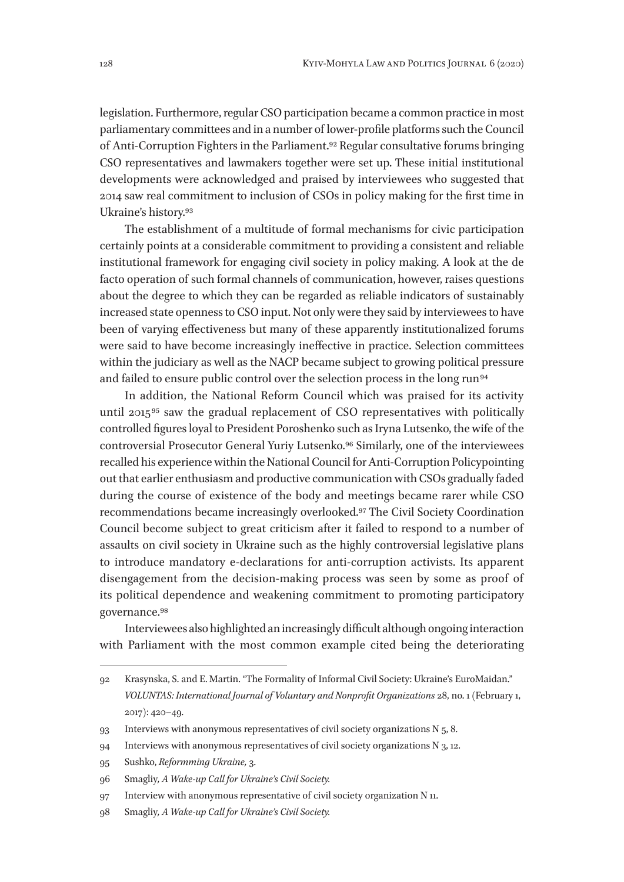legislation. Furthermore, regular CSO participation became a common practice in most parliamentary committees and in a number of lower-profile platforms such the Council of Anti-Corruption Fighters in the Parliament.[92] Regular consultative forums bringing CSO representatives and lawmakers together were set up. These initial institutional developments were acknowledged and praised by interviewees who suggested that 2014 saw real commitment to inclusion of CSOs in policy making for the first time in Ukraine's history.[93]

The establishment of a multitude of formal mechanisms for civic participation certainly points at a considerable commitment to providing a consistent and reliable institutional framework for engaging civil society in policy making. A look at the de facto operation of such formal channels of communication, however, raises questions about the degree to which they can be regarded as reliable indicators of sustainably increased state openness to CSO input. Not only were they said by interviewees to have been of varying effectiveness but many of these apparently institutionalized forums were said to have become increasingly ineffective in practice. Selection committees within the judiciary as well as the NACP became subject to growing political pressure and failed to ensure public control over the selection process in the long run[94]

In addition, the National Reform Council which was praised for its activity until 2015[95] saw the gradual replacement of CSO representatives with politically controlled figures loyal to President Poroshenko such as Iryna Lutsenko, the wife of the controversial Prosecutor General Yuriy Lutsenko.[96] Similarly, one of the interviewees recalled his experience within the National Council for Anti-Corruption Policypointing out that earlier enthusiasm and productive communication with CSOs gradually faded during the course of existence of the body and meetings became rarer while CSO recommendations became increasingly overlooked.[97] The Civil Society Coordination Council become subject to great criticism after it failed to respond to a number of assaults on civil society in Ukraine such as the highly controversial legislative plans to introduce mandatory e-declarations for anti-corruption activists. Its apparent disengagement from the decision-making process was seen by some as proof of its political dependence and weakening commitment to promoting participatory governance.[98]

Interviewees also highlighted an increasingly difficult although ongoing interaction with Parliament with the most common example cited being the deteriorating

---

92 Krasynska, S. and E. Martin. "The Formality of Informal Civil Society: Ukraine's EuroMaidan." *VOLUNTAS: International Journal of Voluntary and Nonprofit Organizations* 28, no. 1 (February 1, 2017): 420–49.

93 Interviews with anonymous representatives of civil society organizations N 5, 8.

94 Interviews with anonymous representatives of civil society organizations N 3, 12.

95 Sushko, *Reformming Ukraine,* 3.

96 Smagliy, *A Wake-up Call for Ukraine's Civil Society.*

97 Interview with anonymous representative of civil society organization N 11.

98 Smagliy, *A Wake-up Call for Ukraine's Civil Society.*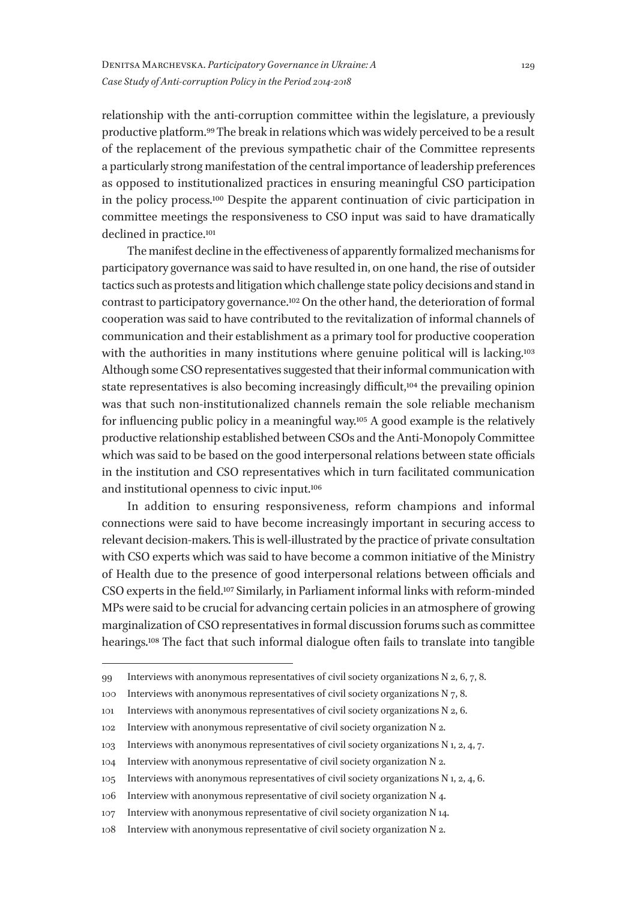relationship with the anti-corruption committee within the legislature, a previously productive platform.[99] The break in relations which was widely perceived to be a result of the replacement of the previous sympathetic chair of the Committee represents a particularly strong manifestation of the central importance of leadership preferences as opposed to institutionalized practices in ensuring meaningful CSO participation in the policy process.[100] Despite the apparent continuation of civic participation in committee meetings the responsiveness to CSO input was said to have dramatically declined in practice.[101]

The manifest decline in the effectiveness of apparently formalized mechanisms for participatory governance was said to have resulted in, on one hand, the rise of outsider tactics such as protests and litigation which challenge state policy decisions and stand in contrast to participatory governance.[102] On the other hand, the deterioration of formal cooperation was said to have contributed to the revitalization of informal channels of communication and their establishment as a primary tool for productive cooperation with the authorities in many institutions where genuine political will is lacking.[103] Although some CSO representatives suggested that their informal communication with state representatives is also becoming increasingly difficult,[104] the prevailing opinion was that such non-institutionalized channels remain the sole reliable mechanism for influencing public policy in a meaningful way.[105] A good example is the relatively productive relationship established between CSOs and the Anti-Monopoly Committee which was said to be based on the good interpersonal relations between state officials in the institution and CSO representatives which in turn facilitated communication and institutional openness to civic input.[106]

In addition to ensuring responsiveness, reform champions and informal connections were said to have become increasingly important in securing access to relevant decision-makers. This is well-illustrated by the practice of private consultation with CSO experts which was said to have become a common initiative of the Ministry of Health due to the presence of good interpersonal relations between officials and CSO experts in the field.[107] Similarly, in Parliament informal links with reform-minded MPs were said to be crucial for advancing certain policies in an atmosphere of growing marginalization of CSO representatives in formal discussion forums such as committee hearings.[108] The fact that such informal dialogue often fails to translate into tangible

---

99 Interviews with anonymous representatives of civil society organizations N 2, 6, 7, 8.

100 Interviews with anonymous representatives of civil society organizations N 7, 8.

101 Interviews with anonymous representatives of civil society organizations N 2, 6.

102 Interview with anonymous representative of civil society organization N 2.

103 Interviews with anonymous representatives of civil society organizations N 1, 2, 4, 7.

104 Interview with anonymous representative of civil society organization N 2.

105 Interviews with anonymous representatives of civil society organizations N 1, 2, 4, 6.

106 Interview with anonymous representative of civil society organization N 4.

107 Interview with anonymous representative of civil society organization N 14.

108 Interview with anonymous representative of civil society organization N 2.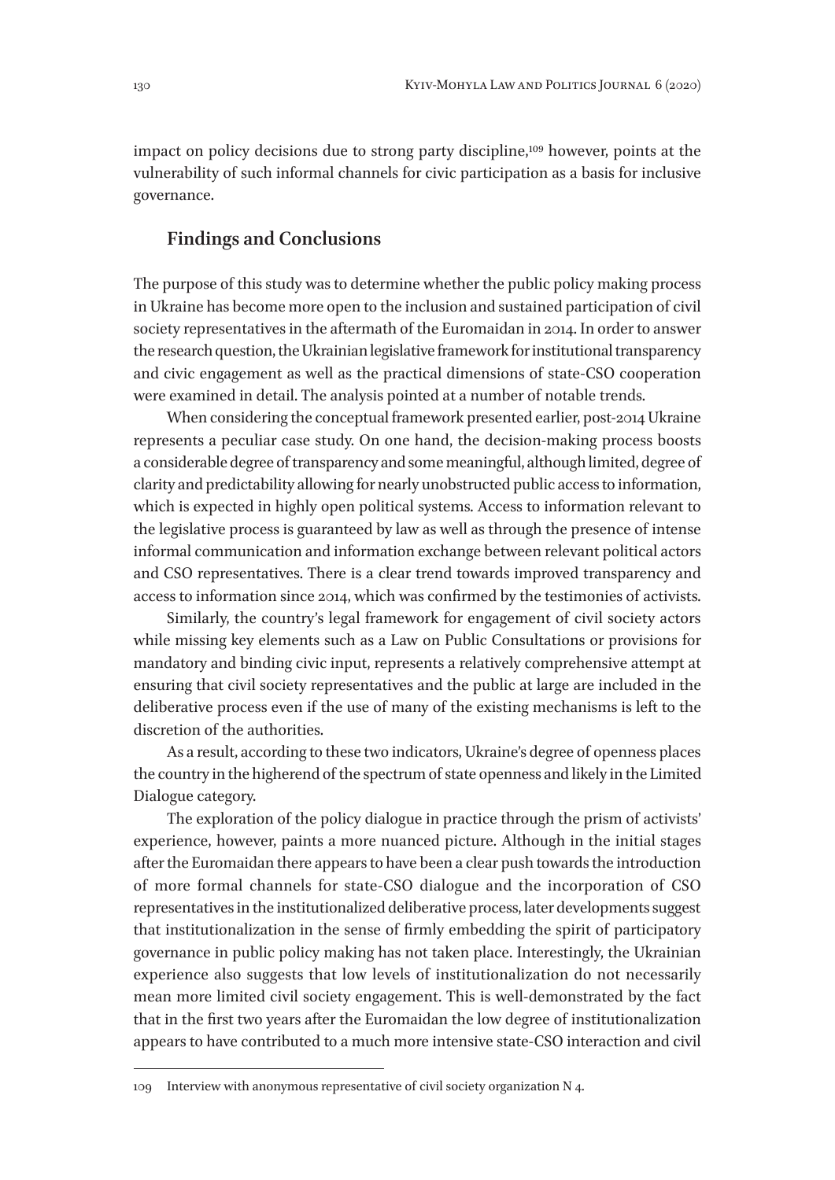impact on policy decisions due to strong party discipline,[109] however, points at the vulnerability of such informal channels for civic participation as a basis for inclusive governance.

## Findings and Conclusions

The purpose of this study was to determine whether the public policy making process in Ukraine has become more open to the inclusion and sustained participation of civil society representatives in the aftermath of the Euromaidan in 2014. In order to answer the research question, the Ukrainian legislative framework for institutional transparency and civic engagement as well as the practical dimensions of state-CSO cooperation were examined in detail. The analysis pointed at a number of notable trends.

When considering the conceptual framework presented earlier, post-2014 Ukraine represents a peculiar case study. On one hand, the decision-making process boosts a considerable degree of transparency and some meaningful, although limited, degree of clarity and predictability allowing for nearly unobstructed public access to information, which is expected in highly open political systems. Access to information relevant to the legislative process is guaranteed by law as well as through the presence of intense informal communication and information exchange between relevant political actors and CSO representatives. There is a clear trend towards improved transparency and access to information since 2014, which was confirmed by the testimonies of activists.

Similarly, the country's legal framework for engagement of civil society actors while missing key elements such as a Law on Public Consultations or provisions for mandatory and binding civic input, represents a relatively comprehensive attempt at ensuring that civil society representatives and the public at large are included in the deliberative process even if the use of many of the existing mechanisms is left to the discretion of the authorities.

As a result, according to these two indicators, Ukraine's degree of openness places the country in the higherend of the spectrum of state openness and likely in the Limited Dialogue category.

The exploration of the policy dialogue in practice through the prism of activists' experience, however, paints a more nuanced picture. Although in the initial stages after the Euromaidan there appears to have been a clear push towards the introduction of more formal channels for state-CSO dialogue and the incorporation of CSO representatives in the institutionalized deliberative process, later developments suggest that institutionalization in the sense of firmly embedding the spirit of participatory governance in public policy making has not taken place. Interestingly, the Ukrainian experience also suggests that low levels of institutionalization do not necessarily mean more limited civil society engagement. This is well-demonstrated by the fact that in the first two years after the Euromaidan the low degree of institutionalization appears to have contributed to a much more intensive state-CSO interaction and civil

---

109 Interview with anonymous representative of civil society organization N 4.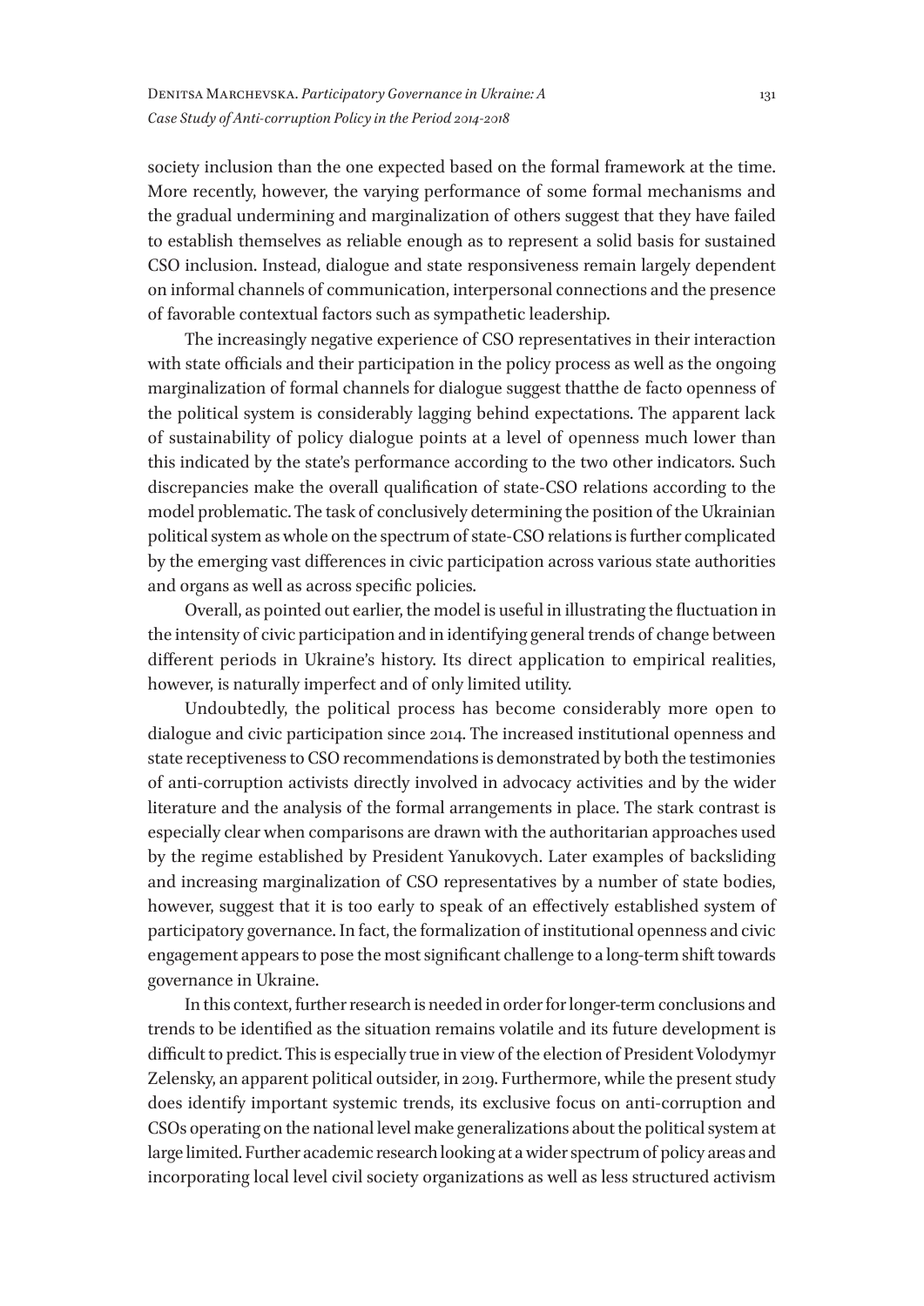society inclusion than the one expected based on the formal framework at the time. More recently, however, the varying performance of some formal mechanisms and the gradual undermining and marginalization of others suggest that they have failed to establish themselves as reliable enough as to represent a solid basis for sustained CSO inclusion. Instead, dialogue and state responsiveness remain largely dependent on informal channels of communication, interpersonal connections and the presence of favorable contextual factors such as sympathetic leadership.

The increasingly negative experience of CSO representatives in their interaction with state officials and their participation in the policy process as well as the ongoing marginalization of formal channels for dialogue suggest thatthe de facto openness of the political system is considerably lagging behind expectations. The apparent lack of sustainability of policy dialogue points at a level of openness much lower than this indicated by the state's performance according to the two other indicators. Such discrepancies make the overall qualification of state-CSO relations according to the model problematic. The task of conclusively determining the position of the Ukrainian political system as whole on the spectrum of state-CSO relations is further complicated by the emerging vast differences in civic participation across various state authorities and organs as well as across specific policies.

Overall, as pointed out earlier, the model is useful in illustrating the fluctuation in the intensity of civic participation and in identifying general trends of change between different periods in Ukraine's history. Its direct application to empirical realities, however, is naturally imperfect and of only limited utility.

Undoubtedly, the political process has become considerably more open to dialogue and civic participation since 2014. The increased institutional openness and state receptiveness to CSO recommendations is demonstrated by both the testimonies of anti-corruption activists directly involved in advocacy activities and by the wider literature and the analysis of the formal arrangements in place. The stark contrast is especially clear when comparisons are drawn with the authoritarian approaches used by the regime established by President Yanukovych. Later examples of backsliding and increasing marginalization of CSO representatives by a number of state bodies, however, suggest that it is too early to speak of an effectively established system of participatory governance. In fact, the formalization of institutional openness and civic engagement appears to pose the most significant challenge to a long-term shift towards governance in Ukraine.

In this context, further research is needed in order for longer-term conclusions and trends to be identified as the situation remains volatile and its future development is difficult to predict. This is especially true in view of the election of President Volodymyr Zelensky, an apparent political outsider, in 2019. Furthermore, while the present study does identify important systemic trends, its exclusive focus on anti-corruption and CSOs operating on the national level make generalizations about the political system at large limited. Further academic research looking at a wider spectrum of policy areas and incorporating local level civil society organizations as well as less structured activism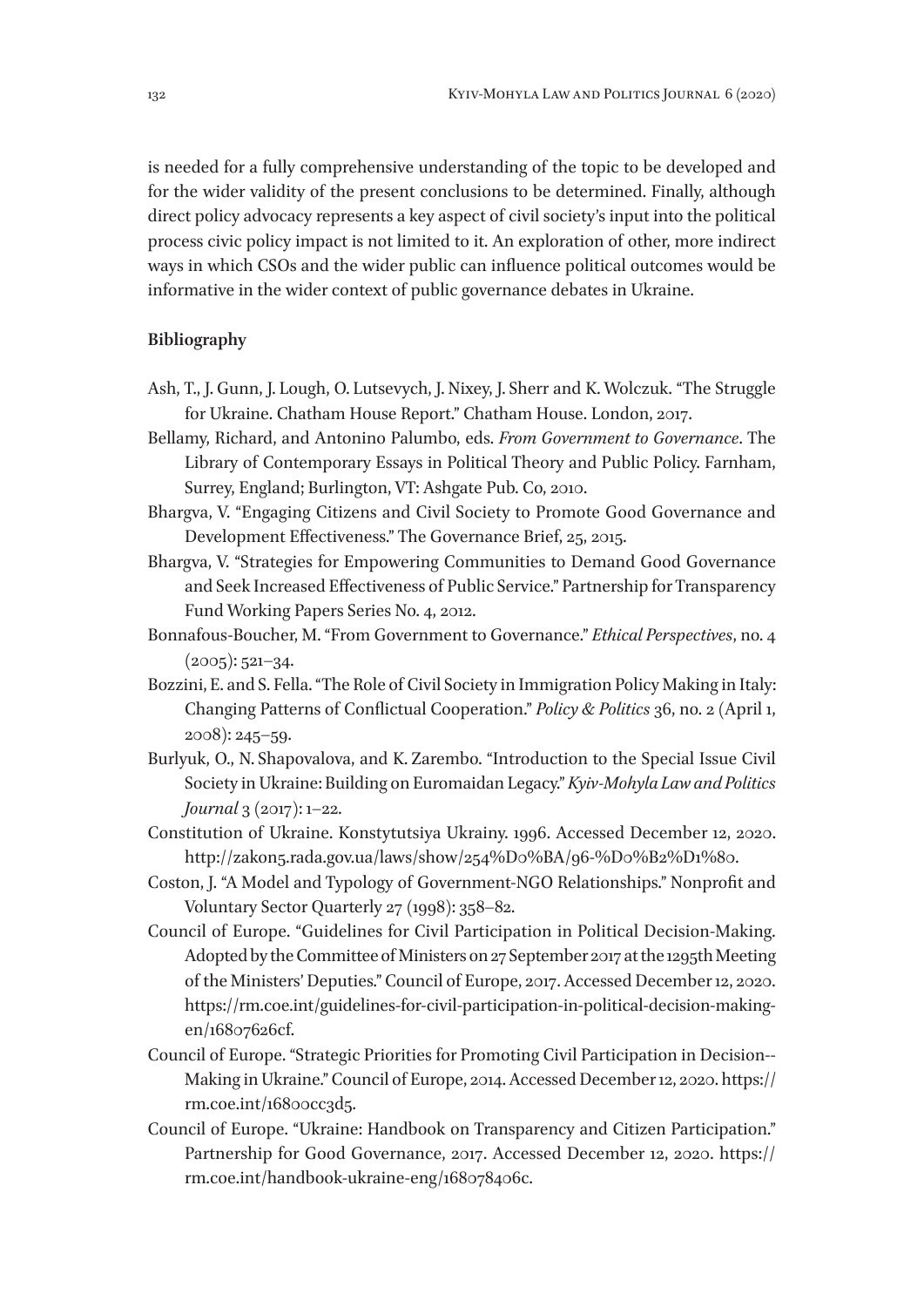is needed for a fully comprehensive understanding of the topic to be developed and for the wider validity of the present conclusions to be determined. Finally, although direct policy advocacy represents a key aspect of civil society's input into the political process civic policy impact is not limited to it. An exploration of other, more indirect ways in which CSOs and the wider public can influence political outcomes would be informative in the wider context of public governance debates in Ukraine.

**Bibliography**

Ash, T., J. Gunn, J. Lough, O. Lutsevych, J. Nixey, J. Sherr and K. Wolczuk. "The Struggle for Ukraine. Chatham House Report." Chatham House. London, 2017.

Bellamy, Richard, and Antonino Palumbo, eds. *From Government to Governance*. The Library of Contemporary Essays in Political Theory and Public Policy. Farnham, Surrey, England; Burlington, VT: Ashgate Pub. Co, 2010.

Bhargva, V. "Engaging Citizens and Civil Society to Promote Good Governance and Development Effectiveness." The Governance Brief, 25, 2015.

Bhargva, V. "Strategies for Empowering Communities to Demand Good Governance and Seek Increased Effectiveness of Public Service." Partnership for Transparency Fund Working Papers Series No. 4, 2012.

Bonnafous-Boucher, M. "From Government to Governance." *Ethical Perspectives*, no. 4 (2005): 521–34.

Bozzini, E. and S. Fella. "The Role of Civil Society in Immigration Policy Making in Italy: Changing Patterns of Conflictual Cooperation." *Policy & Politics* 36, no. 2 (April 1, 2008): 245–59.

Burlyuk, O., N. Shapovalova, and K. Zarembo. "Introduction to the Special Issue Civil Society in Ukraine: Building on Euromaidan Legacy." *Kyiv-Mohyla Law and Politics Journal* 3 (2017): 1–22.

Constitution of Ukraine. Konstytutsiya Ukrainy. 1996. Accessed December 12, 2020. http://zakon5.rada.gov.ua/laws/show/254%D0%BA/96-%D0%B2%D1%80.

Coston, J. "A Model and Typology of Government-NGO Relationships." Nonprofit and Voluntary Sector Quarterly 27 (1998): 358–82.

Council of Europe. "Guidelines for Civil Participation in Political Decision-Making. Adopted by the Committee of Ministers on 27 September 2017 at the 1295th Meeting of the Ministers' Deputies." Council of Europe, 2017. Accessed December 12, 2020. https://rm.coe.int/guidelines-for-civil-participation-in-political-decision-making-en/16807626cf.

Council of Europe. "Strategic Priorities for Promoting Civil Participation in Decision--Making in Ukraine." Council of Europe, 2014. Accessed December 12, 2020. https://rm.coe.int/16800cc3d5.

Council of Europe. "Ukraine: Handbook on Transparency and Citizen Participation." Partnership for Good Governance, 2017. Accessed December 12, 2020. https://rm.coe.int/handbook-ukraine-eng/168078406c.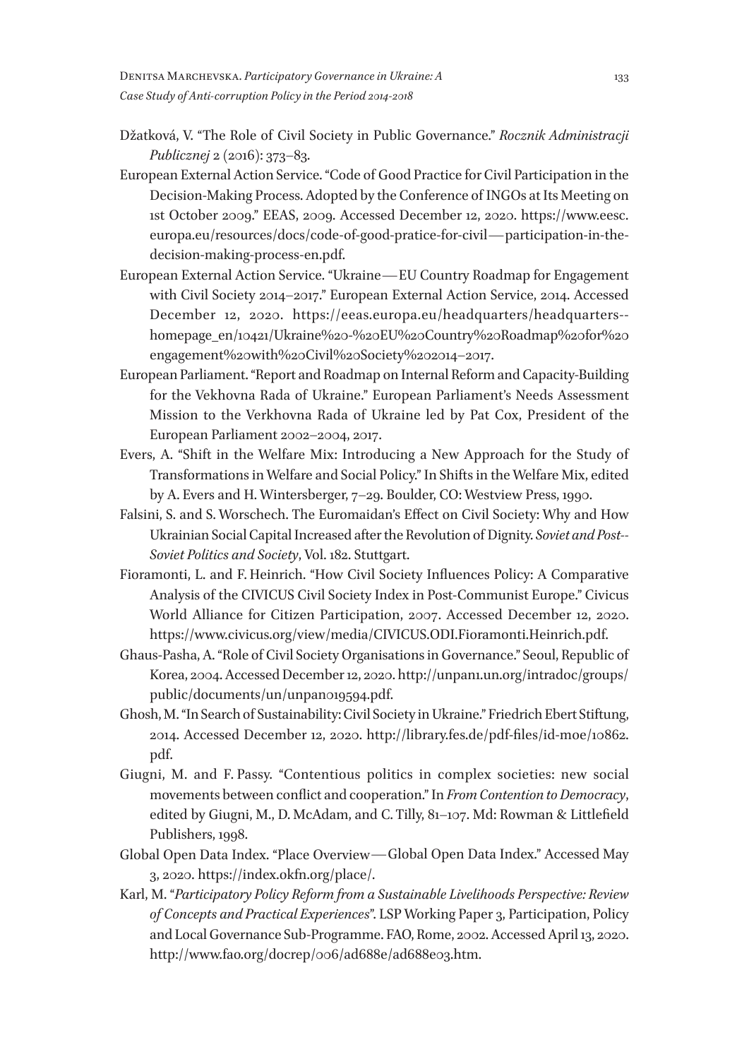Džatková, V. "The Role of Civil Society in Public Governance." *Rocznik Administracji Publicznej* 2 (2016): 373–83.

European External Action Service. "Code of Good Practice for Civil Participation in the Decision-Making Process. Adopted by the Conference of INGOs at Its Meeting on 1st October 2009." EEAS, 2009. Accessed December 12, 2020. https://www.eesc.europa.eu/resources/docs/code-of-good-pratice-for-civil—participation-in-the-decision-making-process-en.pdf.

European External Action Service. "Ukraine—EU Country Roadmap for Engagement with Civil Society 2014–2017." European External Action Service, 2014. Accessed December 12, 2020. https://eeas.europa.eu/headquarters/headquarters--homepage_en/10421/Ukraine%20-%20EU%20Country%20Roadmap%20for%20engagement%20with%20Civil%20Society%202014–2017.

European Parliament. "Report and Roadmap on Internal Reform and Capacity-Building for the Vekhovna Rada of Ukraine." European Parliament's Needs Assessment Mission to the Verkhovna Rada of Ukraine led by Pat Cox, President of the European Parliament 2002–2004, 2017.

Evers, A. "Shift in the Welfare Mix: Introducing a New Approach for the Study of Transformations in Welfare and Social Policy." In Shifts in the Welfare Mix, edited by A. Evers and H. Wintersberger, 7–29. Boulder, CO: Westview Press, 1990.

Falsini, S. and S. Worschech. The Euromaidan's Effect on Civil Society: Why and How Ukrainian Social Capital Increased after the Revolution of Dignity. *Soviet and Post--Soviet Politics and Society*, Vol. 182. Stuttgart.

Fioramonti, L. and F. Heinrich. "How Civil Society Influences Policy: A Comparative Analysis of the CIVICUS Civil Society Index in Post-Communist Europe." Civicus World Alliance for Citizen Participation, 2007. Accessed December 12, 2020. https://www.civicus.org/view/media/CIVICUS.ODI.Fioramonti.Heinrich.pdf.

Ghaus-Pasha, A. "Role of Civil Society Organisations in Governance." Seoul, Republic of Korea, 2004. Accessed December 12, 2020. http://unpan1.un.org/intradoc/groups/public/documents/un/unpan019594.pdf.

Ghosh, M. "In Search of Sustainability: Civil Society in Ukraine." Friedrich Ebert Stiftung, 2014. Accessed December 12, 2020. http://library.fes.de/pdf-files/id-moe/10862.pdf.

Giugni, M. and F. Passy. "Contentious politics in complex societies: new social movements between conflict and cooperation." In *From Contention to Democracy*, edited by Giugni, M., D. McAdam, and C. Tilly, 81–107. Md: Rowman & Littlefield Publishers, 1998.

Global Open Data Index. "Place Overview—Global Open Data Index." Accessed May 3, 2020. https://index.okfn.org/place/.

Karl, M. "*Participatory Policy Reform from a Sustainable Livelihoods Perspective: Review of Concepts and Practical Experiences*". LSP Working Paper 3, Participation, Policy and Local Governance Sub-Programme. FAO, Rome, 2002. Accessed April 13, 2020. http://www.fao.org/docrep/006/ad688e/ad688e03.htm.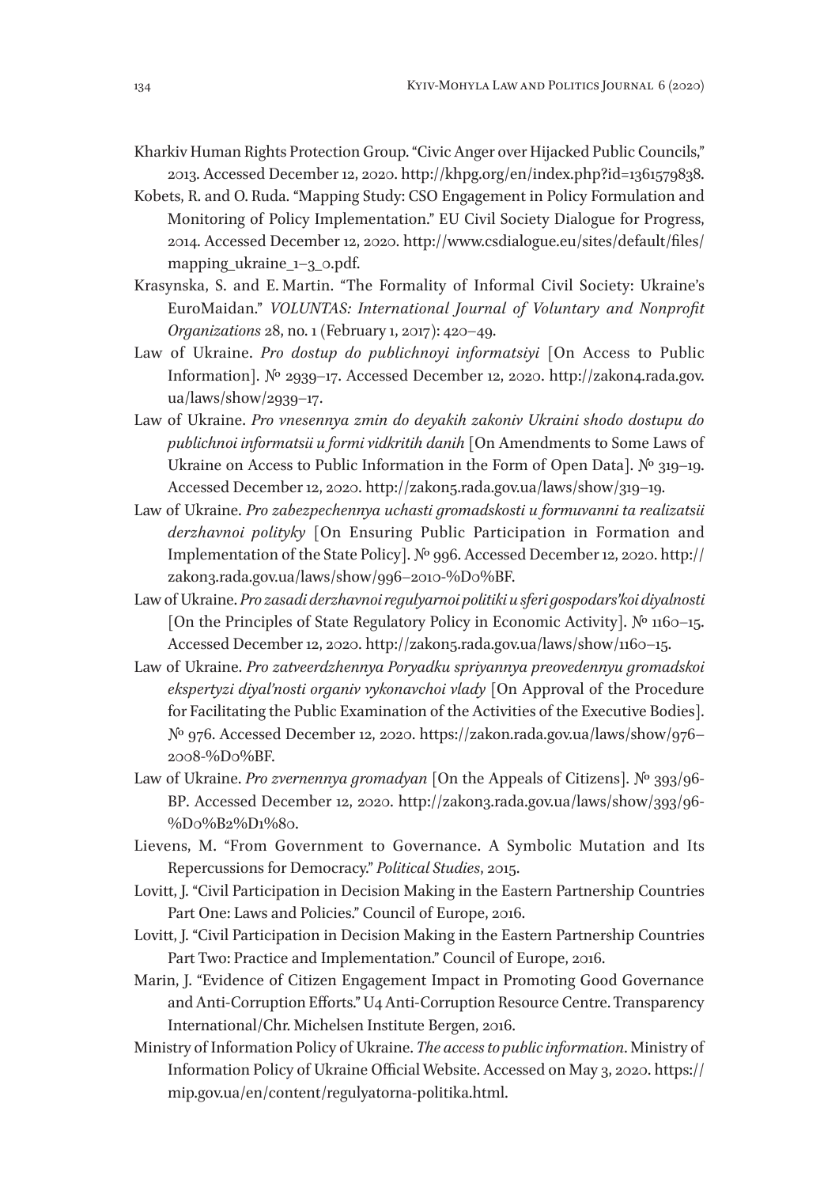Kharkiv Human Rights Protection Group. "Civic Anger over Hijacked Public Councils," 2013. Accessed December 12, 2020. http://khpg.org/en/index.php?id=1361579838.

Kobets, R. and O. Ruda. "Mapping Study: CSO Engagement in Policy Formulation and Monitoring of Policy Implementation." EU Civil Society Dialogue for Progress, 2014. Accessed December 12, 2020. http://www.csdialogue.eu/sites/default/files/mapping_ukraine_1–3_0.pdf.

Krasynska, S. and E. Martin. "The Formality of Informal Civil Society: Ukraine's EuroMaidan." *VOLUNTAS: International Journal of Voluntary and Nonprofit Organizations* 28, no. 1 (February 1, 2017): 420–49.

Law of Ukraine. *Pro dostup do publichnoyi informatsiyi* [On Access to Public Information]. № 2939–17. Accessed December 12, 2020. http://zakon4.rada.gov.ua/laws/show/2939–17.

Law of Ukraine. *Pro vnesennya zmin do deyakih zakoniv Ukraini shodo dostupu do publichnoi informatsii u formi vidkritih danih* [On Amendments to Some Laws of Ukraine on Access to Public Information in the Form of Open Data]. № 319–19. Accessed December 12, 2020. http://zakon5.rada.gov.ua/laws/show/319–19.

Law of Ukraine. *Pro zabezpechennya uchasti gromadskosti u formuvanni ta realizatsii derzhavnoi polityky* [On Ensuring Public Participation in Formation and Implementation of the State Policy]. № 996. Accessed December 12, 2020. http://zakon3.rada.gov.ua/laws/show/996–2010-%D0%BF.

Law of Ukraine. *Pro zasadi derzhavnoi regulyarnoi politiki u sferi gospodars'koi diyalnosti* [On the Principles of State Regulatory Policy in Economic Activity]. № 1160–15. Accessed December 12, 2020. http://zakon5.rada.gov.ua/laws/show/1160–15.

Law of Ukraine. *Pro zatveerdzhennya Poryadku spriyannya preovedennyu gromadskoi ekspertyzi diyal'nosti organiv vykonavchoi vlady* [On Approval of the Procedure for Facilitating the Public Examination of the Activities of the Executive Bodies]. № 976. Accessed December 12, 2020. https://zakon.rada.gov.ua/laws/show/976–2008-%D0%BF.

Law of Ukraine. *Pro zvernennya gromadyan* [On the Appeals of Citizens]. № 393/96-BP. Accessed December 12, 2020. http://zakon3.rada.gov.ua/laws/show/393/96-%D0%B2%D1%80.

Lievens, M. "From Government to Governance. A Symbolic Mutation and Its Repercussions for Democracy." *Political Studies*, 2015.

Lovitt, J. "Civil Participation in Decision Making in the Eastern Partnership Countries Part One: Laws and Policies." Council of Europe, 2016.

Lovitt, J. "Civil Participation in Decision Making in the Eastern Partnership Countries Part Two: Practice and Implementation." Council of Europe, 2016.

Marin, J. "Evidence of Citizen Engagement Impact in Promoting Good Governance and Anti-Corruption Efforts." U4 Anti-Corruption Resource Centre. Transparency International/Chr. Michelsen Institute Bergen, 2016.

Ministry of Information Policy of Ukraine. *The access to public information*. Ministry of Information Policy of Ukraine Official Website. Accessed on May 3, 2020. https://mip.gov.ua/en/content/regulyatorna-politika.html.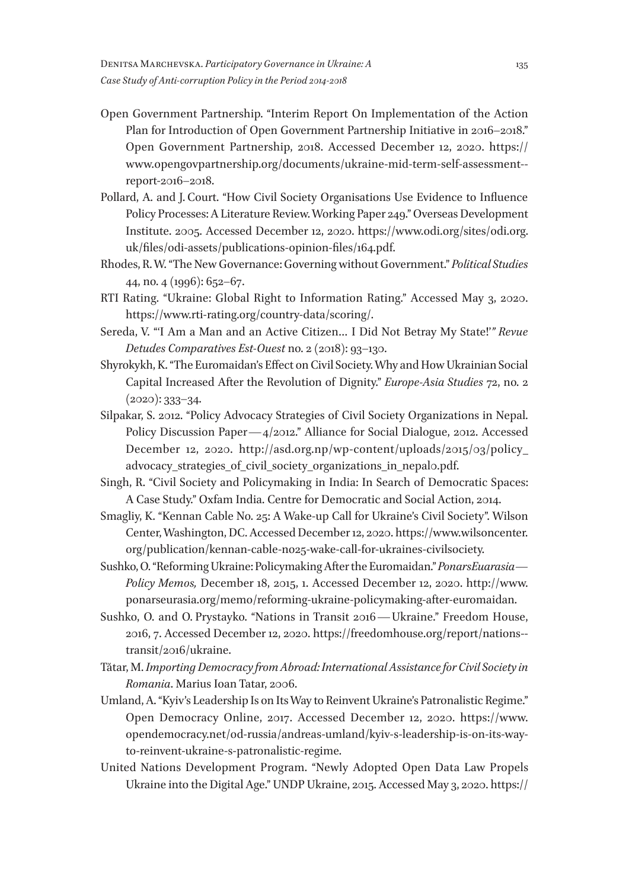Open Government Partnership. "Interim Report On Implementation of the Action Plan for Introduction of Open Government Partnership Initiative in 2016–2018." Open Government Partnership, 2018. Accessed December 12, 2020. https://www.opengovpartnership.org/documents/ukraine-mid-term-self-assessment--report-2016–2018.

Pollard, A. and J. Court. "How Civil Society Organisations Use Evidence to Influence Policy Processes: A Literature Review. Working Paper 249." Overseas Development Institute. 2005. Accessed December 12, 2020. https://www.odi.org/sites/odi.org.uk/files/odi-assets/publications-opinion-files/164.pdf.

Rhodes, R. W. "The New Governance: Governing without Government." *Political Studies* 44, no. 4 (1996): 652–67.

RTI Rating. "Ukraine: Global Right to Information Rating." Accessed May 3, 2020. https://www.rti-rating.org/country-data/scoring/.

Sereda, V. "'I Am a Man and an Active Citizen… I Did Not Betray My State!'" *Revue Detudes Comparatives Est-Ouest* no. 2 (2018): 93–130.

Shyrokykh, K. "The Euromaidan's Effect on Civil Society. Why and How Ukrainian Social Capital Increased After the Revolution of Dignity." *Europe-Asia Studies* 72, no. 2 (2020): 333–34.

Silpakar, S. 2012. "Policy Advocacy Strategies of Civil Society Organizations in Nepal. Policy Discussion Paper — 4/2012." Alliance for Social Dialogue, 2012. Accessed December 12, 2020. http://asd.org.np/wp-content/uploads/2015/03/policy_advocacy_strategies_of_civil_society_organizations_in_nepal0.pdf.

Singh, R. "Civil Society and Policymaking in India: In Search of Democratic Spaces: A Case Study." Oxfam India. Centre for Democratic and Social Action, 2014.

Smagliy, K. "Kennan Cable No. 25: A Wake-up Call for Ukraine's Civil Society". Wilson Center, Washington, DC. Accessed December 12, 2020. https://www.wilsoncenter.org/publication/kennan-cable-no25-wake-call-for-ukraines-civilsociety.

Sushko, O. "Reforming Ukraine: Policymaking After the Euromaidan." *PonarsEuarasia — Policy Memos,* December 18, 2015, 1. Accessed December 12, 2020. http://www.ponarseurasia.org/memo/reforming-ukraine-policymaking-after-euromaidan.

Sushko, O. and O. Prystayko. "Nations in Transit 2016 — Ukraine." Freedom House, 2016, 7. Accessed December 12, 2020. https://freedomhouse.org/report/nations--transit/2016/ukraine.

Tătar, M. *Importing Democracy from Abroad: International Assistance for Civil Society in Romania*. Marius Ioan Tatar, 2006.

Umland, A. "Kyiv's Leadership Is on Its Way to Reinvent Ukraine's Patronalistic Regime." Open Democracy Online, 2017. Accessed December 12, 2020. https://www.opendemocracy.net/od-russia/andreas-umland/kyiv-s-leadership-is-on-its-way-to-reinvent-ukraine-s-patronalistic-regime.

United Nations Development Program. "Newly Adopted Open Data Law Propels Ukraine into the Digital Age." UNDP Ukraine, 2015. Accessed May 3, 2020. https://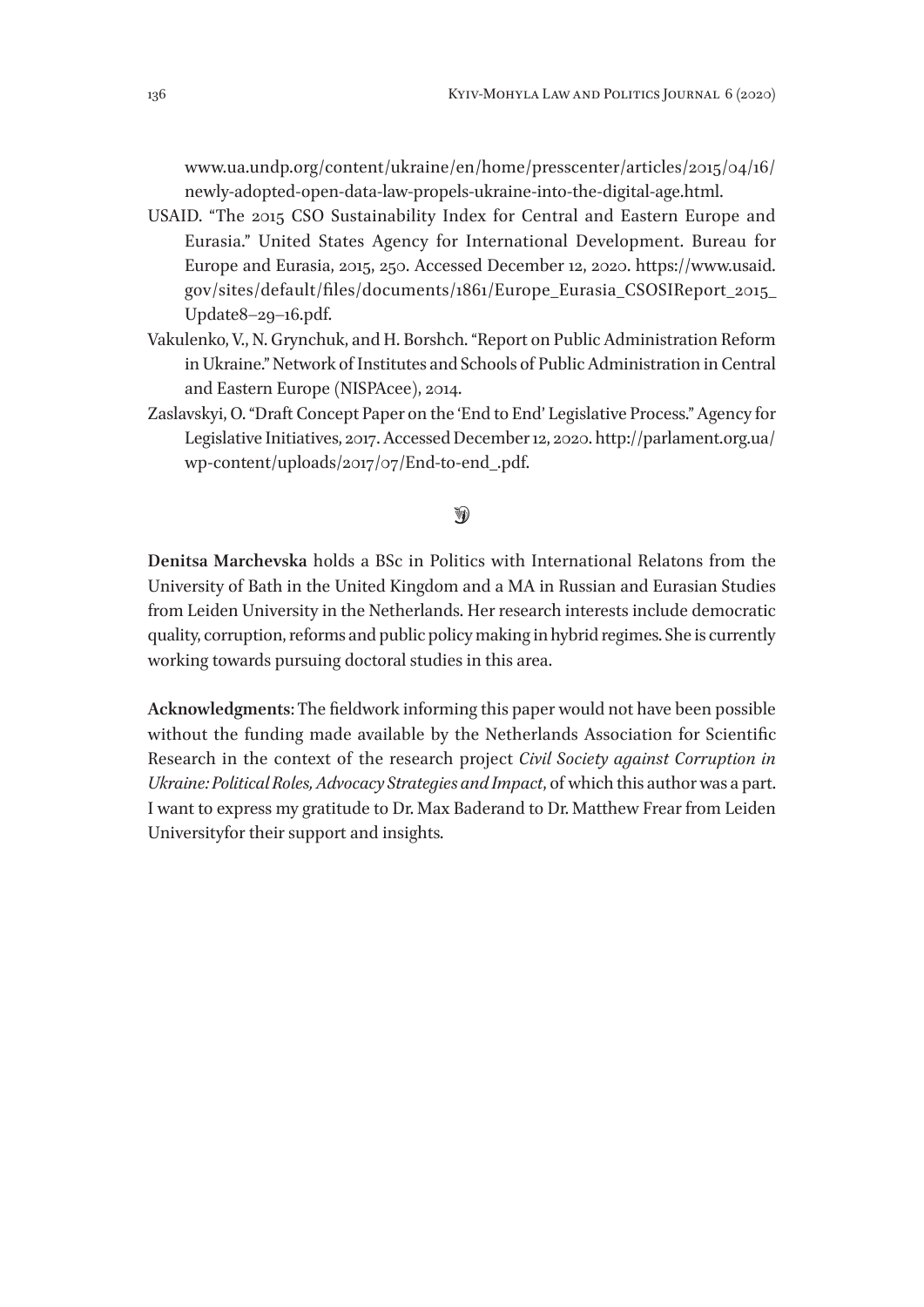www.ua.undp.org/content/ukraine/en/home/presscenter/articles/2015/04/16/newly-adopted-open-data-law-propels-ukraine-into-the-digital-age.html.

USAID. "The 2015 CSO Sustainability Index for Central and Eastern Europe and Eurasia." United States Agency for International Development. Bureau for Europe and Eurasia, 2015, 250. Accessed December 12, 2020. https://www.usaid.gov/sites/default/files/documents/1861/Europe_Eurasia_CSOSIReport_2015_Update8–29–16.pdf.

Vakulenko, V., N. Grynchuk, and H. Borshch. "Report on Public Administration Reform in Ukraine." Network of Institutes and Schools of Public Administration in Central and Eastern Europe (NISPAcee), 2014.

Zaslavskyi, O. "Draft Concept Paper on the 'End to End' Legislative Process." Agency for Legislative Initiatives, 2017. Accessed December 12, 2020. http://parlament.org.ua/wp-content/uploads/2017/07/End-to-end_.pdf.

**Denitsa Marchevska** holds a BSc in Politics with International Relatons from the University of Bath in the United Kingdom and a MA in Russian and Eurasian Studies from Leiden University in the Netherlands. Her research interests include democratic quality, corruption, reforms and public policy making in hybrid regimes. She is currently working towards pursuing doctoral studies in this area.

**Acknowledgments**: The fieldwork informing this paper would not have been possible without the funding made available by the Netherlands Association for Scientific Research in the context of the research project *Civil Society against Corruption in Ukraine: Political Roles, Advocacy Strategies and Impact*, of which this author was a part. I want to express my gratitude to Dr. Max Baderand to Dr. Matthew Frear from Leiden Universityfor their support and insights.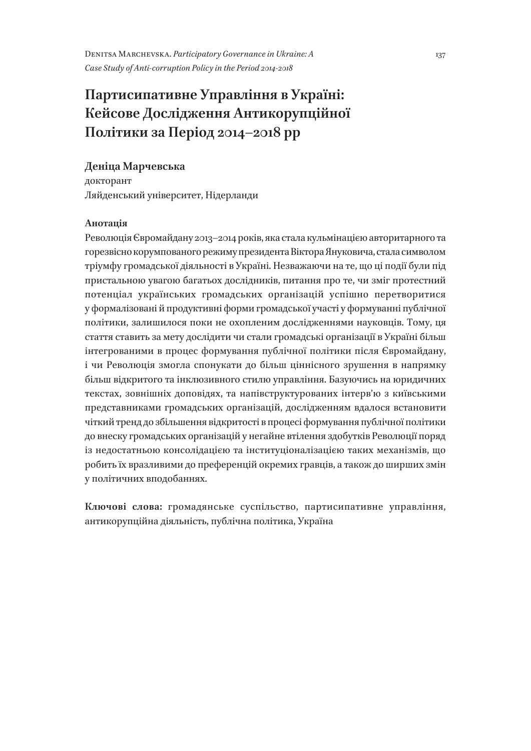# Партисипативне Управління в Україні: Кейсове Дослідження Антикорупційної Політики за Період 2014–2018 рр

**Деніца Марчевська**
докторант
Ляйденський університет, Нідерланди

**Анотація**

Революція Євромайдану 2013–2014 років, яка стала кульмінацією авторитарного та горезвісно корумпованого режиму президента Віктора Януковича, стала символом тріумфу громадської діяльності в Україні. Незважаючи на те, що ці події були під пристальною увагою багатьох дослідників, питання про те, чи зміг протестний потенціал українських громадських організацій успішно перетворитися у формалізовані й продуктивні форми громадської участі у формуванні публічної політики, залишилося поки не охопленим дослідженнями науковців. Тому, ця стаття ставить за мету дослідити чи стали громадські організації в Україні більш інтегрованими в процес формування публічної політики після Євромайдану, і чи Революція змогла спонукати до більш ціннісного зрушення в напрямку більш відкритого та інклюзивного стилю управління. Базуючись на юридичних текстах, зовнішніх доповідях, та напівструктурованих інтерв'ю з київськими представниками громадських організацій, дослідженням вдалося встановити чіткий тренд до збільшення відкритості в процесі формування публічної політики до внеску громадських організацій у негайне втілення здобутків Революції поряд із недостатньою консолідацією та інституціоналізацією таких механізмів, що робить їх вразливими до преференцій окремих гравців, а також до ширших змін у політичних вподобаннях.

**Ключові слова:** громадянське суспільство, партисипативне управління, антикорупційна діяльність, публічна політика, Україна